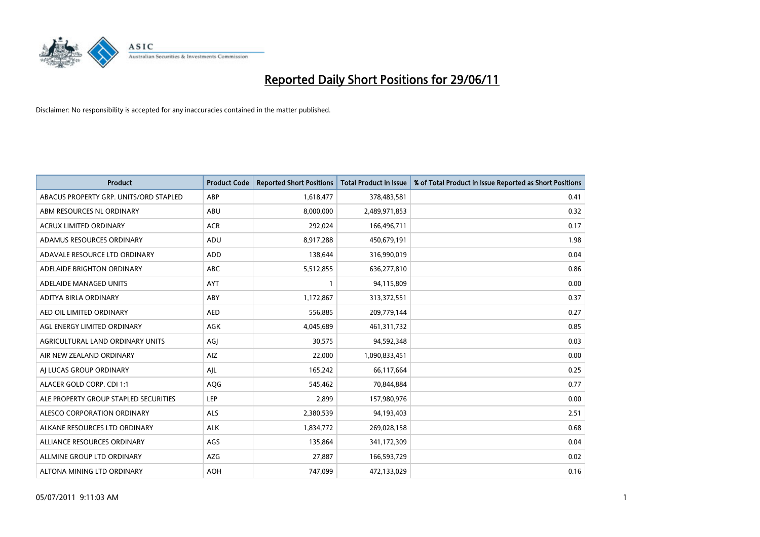# Reported Daily Short Positions for 29/06/11

Disclaimer: No responsibility is accepted for any inaccuracies contained in the matter published.

| Product | Product Code | Reported Short Positions | Total Product in Issue | % of Total Product in Issue Reported as Short Positions |
|---|---|---|---|---|
| ABACUS PROPERTY GRP. UNITS/ORD STAPLED | ABP | 1,618,477 | 378,483,581 | 0.41 |
| ABM RESOURCES NL ORDINARY | ABU | 8,000,000 | 2,489,971,853 | 0.32 |
| ACRUX LIMITED ORDINARY | ACR | 292,024 | 166,496,711 | 0.17 |
| ADAMUS RESOURCES ORDINARY | ADU | 8,917,288 | 450,679,191 | 1.98 |
| ADAVALE RESOURCE LTD ORDINARY | ADD | 138,644 | 316,990,019 | 0.04 |
| ADELAIDE BRIGHTON ORDINARY | ABC | 5,512,855 | 636,277,810 | 0.86 |
| ADELAIDE MANAGED UNITS | AYT | 1 | 94,115,809 | 0.00 |
| ADITYA BIRLA ORDINARY | ABY | 1,172,867 | 313,372,551 | 0.37 |
| AED OIL LIMITED ORDINARY | AED | 556,885 | 209,779,144 | 0.27 |
| AGL ENERGY LIMITED ORDINARY | AGK | 4,045,689 | 461,311,732 | 0.85 |
| AGRICULTURAL LAND ORDINARY UNITS | AGJ | 30,575 | 94,592,348 | 0.03 |
| AIR NEW ZEALAND ORDINARY | AIZ | 22,000 | 1,090,833,451 | 0.00 |
| AJ LUCAS GROUP ORDINARY | AJL | 165,242 | 66,117,664 | 0.25 |
| ALACER GOLD CORP. CDI 1:1 | AQG | 545,462 | 70,844,884 | 0.77 |
| ALE PROPERTY GROUP STAPLED SECURITIES | LEP | 2,899 | 157,980,976 | 0.00 |
| ALESCO CORPORATION ORDINARY | ALS | 2,380,539 | 94,193,403 | 2.51 |
| ALKANE RESOURCES LTD ORDINARY | ALK | 1,834,772 | 269,028,158 | 0.68 |
| ALLIANCE RESOURCES ORDINARY | AGS | 135,864 | 341,172,309 | 0.04 |
| ALLMINE GROUP LTD ORDINARY | AZG | 27,887 | 166,593,729 | 0.02 |
| ALTONA MINING LTD ORDINARY | AOH | 747,099 | 472,133,029 | 0.16 |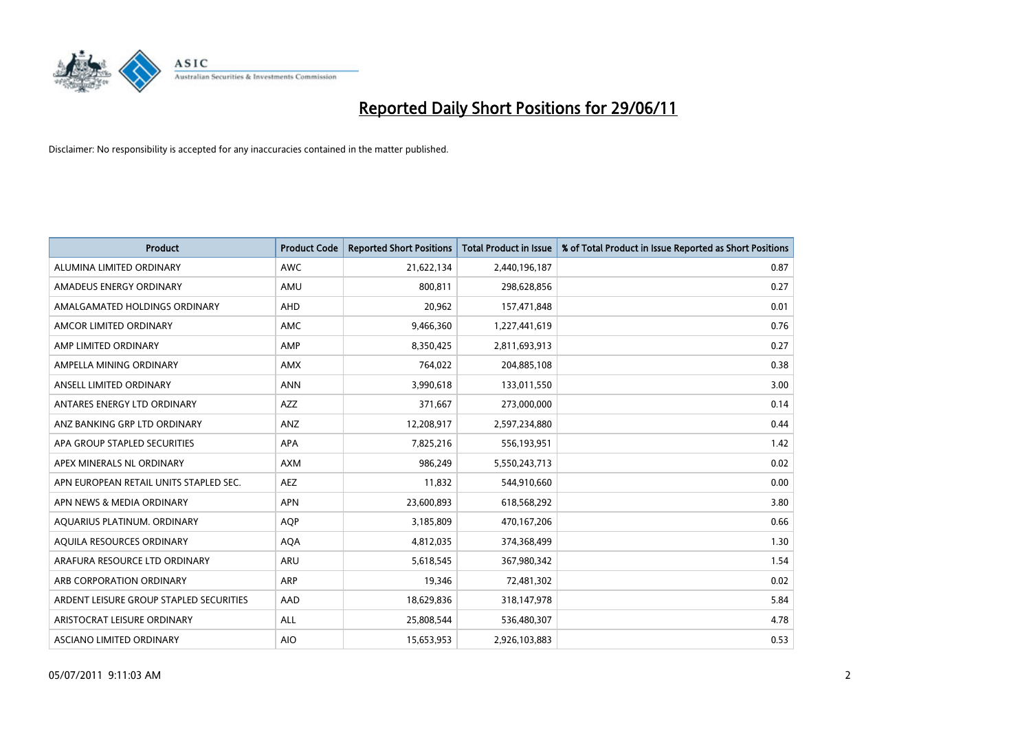# Reported Daily Short Positions for 29/06/11

Disclaimer: No responsibility is accepted for any inaccuracies contained in the matter published.

| Product | Product Code | Reported Short Positions | Total Product in Issue | % of Total Product in Issue Reported as Short Positions |
|---|---|---|---|---|
| ALUMINA LIMITED ORDINARY | AWC | 21,622,134 | 2,440,196,187 | 0.87 |
| AMADEUS ENERGY ORDINARY | AMU | 800,811 | 298,628,856 | 0.27 |
| AMALGAMATED HOLDINGS ORDINARY | AHD | 20,962 | 157,471,848 | 0.01 |
| AMCOR LIMITED ORDINARY | AMC | 9,466,360 | 1,227,441,619 | 0.76 |
| AMP LIMITED ORDINARY | AMP | 8,350,425 | 2,811,693,913 | 0.27 |
| AMPELLA MINING ORDINARY | AMX | 764,022 | 204,885,108 | 0.38 |
| ANSELL LIMITED ORDINARY | ANN | 3,990,618 | 133,011,550 | 3.00 |
| ANTARES ENERGY LTD ORDINARY | AZZ | 371,667 | 273,000,000 | 0.14 |
| ANZ BANKING GRP LTD ORDINARY | ANZ | 12,208,917 | 2,597,234,880 | 0.44 |
| APA GROUP STAPLED SECURITIES | APA | 7,825,216 | 556,193,951 | 1.42 |
| APEX MINERALS NL ORDINARY | AXM | 986,249 | 5,550,243,713 | 0.02 |
| APN EUROPEAN RETAIL UNITS STAPLED SEC. | AEZ | 11,832 | 544,910,660 | 0.00 |
| APN NEWS & MEDIA ORDINARY | APN | 23,600,893 | 618,568,292 | 3.80 |
| AQUARIUS PLATINUM. ORDINARY | AQP | 3,185,809 | 470,167,206 | 0.66 |
| AQUILA RESOURCES ORDINARY | AQA | 4,812,035 | 374,368,499 | 1.30 |
| ARAFURA RESOURCE LTD ORDINARY | ARU | 5,618,545 | 367,980,342 | 1.54 |
| ARB CORPORATION ORDINARY | ARP | 19,346 | 72,481,302 | 0.02 |
| ARDENT LEISURE GROUP STAPLED SECURITIES | AAD | 18,629,836 | 318,147,978 | 5.84 |
| ARISTOCRAT LEISURE ORDINARY | ALL | 25,808,544 | 536,480,307 | 4.78 |
| ASCIANO LIMITED ORDINARY | AIO | 15,653,953 | 2,926,103,883 | 0.53 |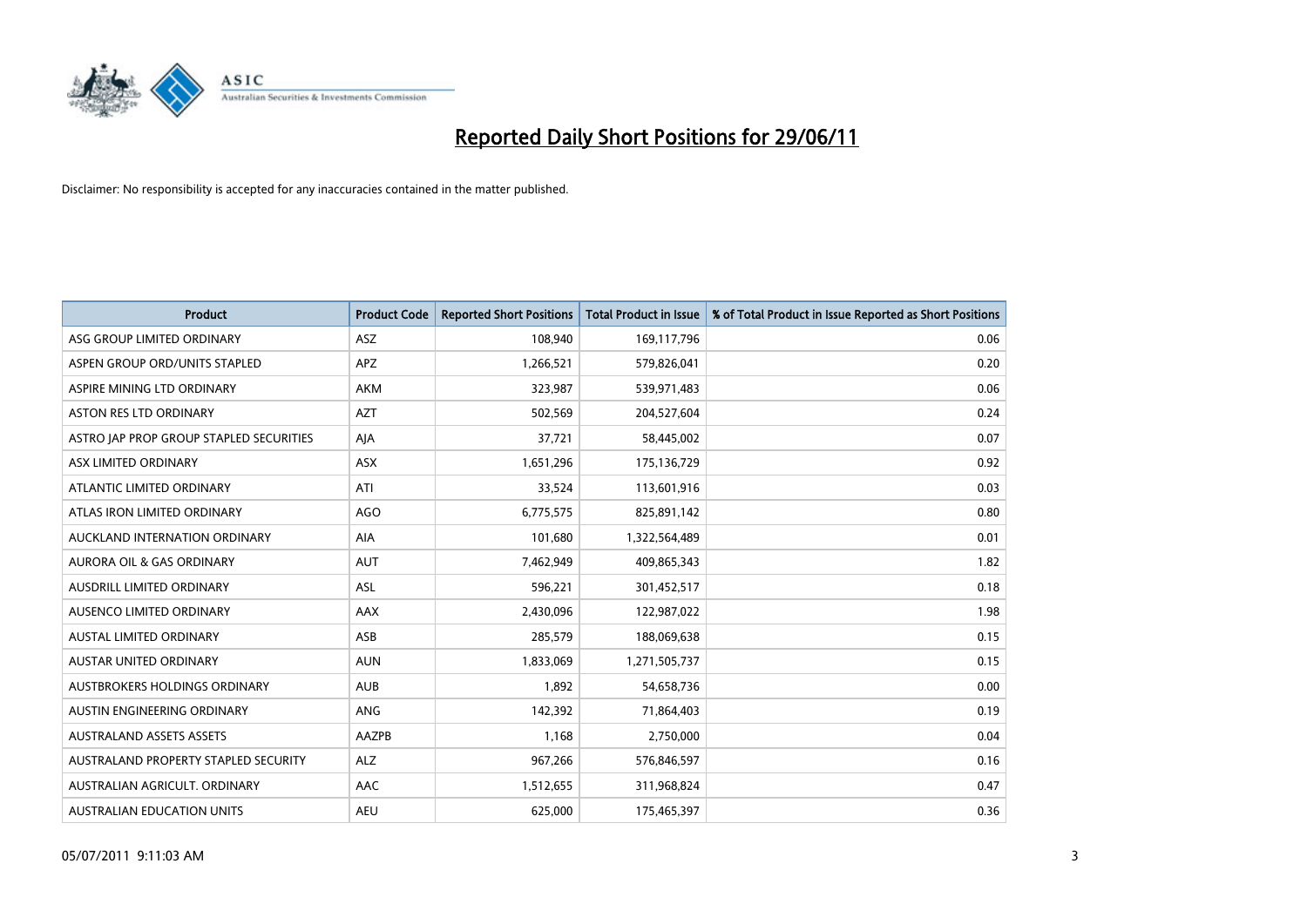# Reported Daily Short Positions for 29/06/11

Disclaimer: No responsibility is accepted for any inaccuracies contained in the matter published.

| Product | Product Code | Reported Short Positions | Total Product in Issue | % of Total Product in Issue Reported as Short Positions |
|---|---|---|---|---|
| ASG GROUP LIMITED ORDINARY | ASZ | 108,940 | 169,117,796 | 0.06 |
| ASPEN GROUP ORD/UNITS STAPLED | APZ | 1,266,521 | 579,826,041 | 0.20 |
| ASPIRE MINING LTD ORDINARY | AKM | 323,987 | 539,971,483 | 0.06 |
| ASTON RES LTD ORDINARY | AZT | 502,569 | 204,527,604 | 0.24 |
| ASTRO JAP PROP GROUP STAPLED SECURITIES | AJA | 37,721 | 58,445,002 | 0.07 |
| ASX LIMITED ORDINARY | ASX | 1,651,296 | 175,136,729 | 0.92 |
| ATLANTIC LIMITED ORDINARY | ATI | 33,524 | 113,601,916 | 0.03 |
| ATLAS IRON LIMITED ORDINARY | AGO | 6,775,575 | 825,891,142 | 0.80 |
| AUCKLAND INTERNATION ORDINARY | AIA | 101,680 | 1,322,564,489 | 0.01 |
| AURORA OIL & GAS ORDINARY | AUT | 7,462,949 | 409,865,343 | 1.82 |
| AUSDRILL LIMITED ORDINARY | ASL | 596,221 | 301,452,517 | 0.18 |
| AUSENCO LIMITED ORDINARY | AAX | 2,430,096 | 122,987,022 | 1.98 |
| AUSTAL LIMITED ORDINARY | ASB | 285,579 | 188,069,638 | 0.15 |
| AUSTAR UNITED ORDINARY | AUN | 1,833,069 | 1,271,505,737 | 0.15 |
| AUSTBROKERS HOLDINGS ORDINARY | AUB | 1,892 | 54,658,736 | 0.00 |
| AUSTIN ENGINEERING ORDINARY | ANG | 142,392 | 71,864,403 | 0.19 |
| AUSTRALAND ASSETS ASSETS | AAZPB | 1,168 | 2,750,000 | 0.04 |
| AUSTRALAND PROPERTY STAPLED SECURITY | ALZ | 967,266 | 576,846,597 | 0.16 |
| AUSTRALIAN AGRICULT. ORDINARY | AAC | 1,512,655 | 311,968,824 | 0.47 |
| AUSTRALIAN EDUCATION UNITS | AEU | 625,000 | 175,465,397 | 0.36 |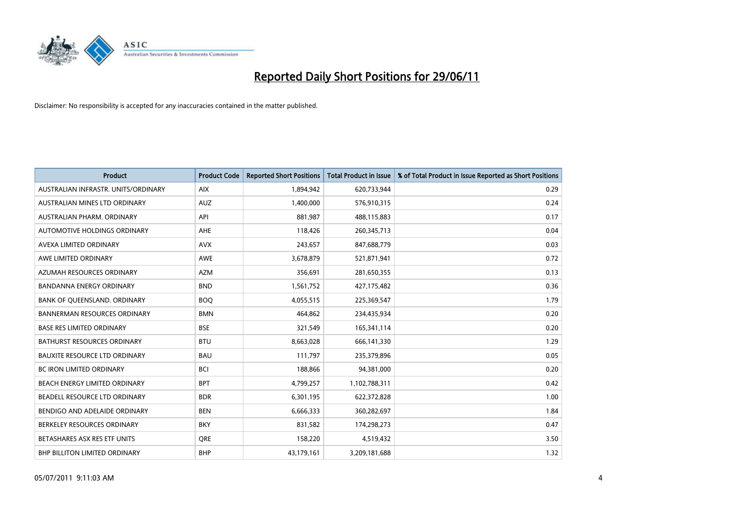# Reported Daily Short Positions for 29/06/11

Disclaimer: No responsibility is accepted for any inaccuracies contained in the matter published.

| Product | Product Code | Reported Short Positions | Total Product in Issue | % of Total Product in Issue Reported as Short Positions |
|---|---|---|---|---|
| AUSTRALIAN INFRASTR. UNITS/ORDINARY | AIX | 1,894,942 | 620,733,944 | 0.29 |
| AUSTRALIAN MINES LTD ORDINARY | AUZ | 1,400,000 | 576,910,315 | 0.24 |
| AUSTRALIAN PHARM. ORDINARY | API | 881,987 | 488,115,883 | 0.17 |
| AUTOMOTIVE HOLDINGS ORDINARY | AHE | 118,426 | 260,345,713 | 0.04 |
| AVEXA LIMITED ORDINARY | AVX | 243,657 | 847,688,779 | 0.03 |
| AWE LIMITED ORDINARY | AWE | 3,678,879 | 521,871,941 | 0.72 |
| AZUMAH RESOURCES ORDINARY | AZM | 356,691 | 281,650,355 | 0.13 |
| BANDANNA ENERGY ORDINARY | BND | 1,561,752 | 427,175,482 | 0.36 |
| BANK OF QUEENSLAND. ORDINARY | BOQ | 4,055,515 | 225,369,547 | 1.79 |
| BANNERMAN RESOURCES ORDINARY | BMN | 464,862 | 234,435,934 | 0.20 |
| BASE RES LIMITED ORDINARY | BSE | 321,549 | 165,341,114 | 0.20 |
| BATHURST RESOURCES ORDINARY | BTU | 8,663,028 | 666,141,330 | 1.29 |
| BAUXITE RESOURCE LTD ORDINARY | BAU | 111,797 | 235,379,896 | 0.05 |
| BC IRON LIMITED ORDINARY | BCI | 188,866 | 94,381,000 | 0.20 |
| BEACH ENERGY LIMITED ORDINARY | BPT | 4,799,257 | 1,102,788,311 | 0.42 |
| BEADELL RESOURCE LTD ORDINARY | BDR | 6,301,195 | 622,372,828 | 1.00 |
| BENDIGO AND ADELAIDE ORDINARY | BEN | 6,666,333 | 360,282,697 | 1.84 |
| BERKELEY RESOURCES ORDINARY | BKY | 831,582 | 174,298,273 | 0.47 |
| BETASHARES ASX RES ETF UNITS | QRE | 158,220 | 4,519,432 | 3.50 |
| BHP BILLITON LIMITED ORDINARY | BHP | 43,179,161 | 3,209,181,688 | 1.32 |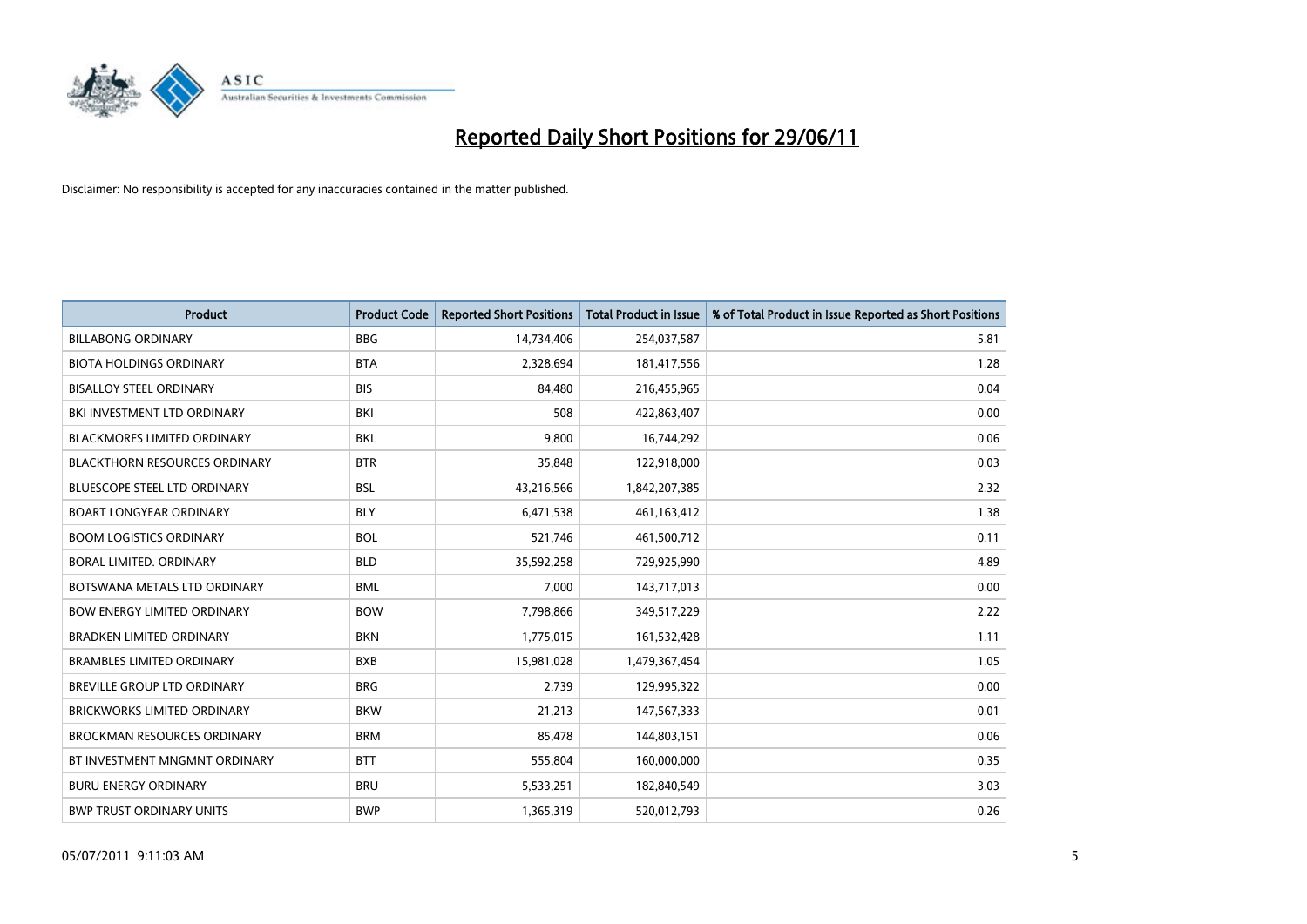# Reported Daily Short Positions for 29/06/11

Disclaimer: No responsibility is accepted for any inaccuracies contained in the matter published.

| Product | Product Code | Reported Short Positions | Total Product in Issue | % of Total Product in Issue Reported as Short Positions |
|---|---|---|---|---|
| BILLABONG ORDINARY | BBG | 14,734,406 | 254,037,587 | 5.81 |
| BIOTA HOLDINGS ORDINARY | BTA | 2,328,694 | 181,417,556 | 1.28 |
| BISALLOY STEEL ORDINARY | BIS | 84,480 | 216,455,965 | 0.04 |
| BKI INVESTMENT LTD ORDINARY | BKI | 508 | 422,863,407 | 0.00 |
| BLACKMORES LIMITED ORDINARY | BKL | 9,800 | 16,744,292 | 0.06 |
| BLACKTHORN RESOURCES ORDINARY | BTR | 35,848 | 122,918,000 | 0.03 |
| BLUESCOPE STEEL LTD ORDINARY | BSL | 43,216,566 | 1,842,207,385 | 2.32 |
| BOART LONGYEAR ORDINARY | BLY | 6,471,538 | 461,163,412 | 1.38 |
| BOOM LOGISTICS ORDINARY | BOL | 521,746 | 461,500,712 | 0.11 |
| BORAL LIMITED. ORDINARY | BLD | 35,592,258 | 729,925,990 | 4.89 |
| BOTSWANA METALS LTD ORDINARY | BML | 7,000 | 143,717,013 | 0.00 |
| BOW ENERGY LIMITED ORDINARY | BOW | 7,798,866 | 349,517,229 | 2.22 |
| BRADKEN LIMITED ORDINARY | BKN | 1,775,015 | 161,532,428 | 1.11 |
| BRAMBLES LIMITED ORDINARY | BXB | 15,981,028 | 1,479,367,454 | 1.05 |
| BREVILLE GROUP LTD ORDINARY | BRG | 2,739 | 129,995,322 | 0.00 |
| BRICKWORKS LIMITED ORDINARY | BKW | 21,213 | 147,567,333 | 0.01 |
| BROCKMAN RESOURCES ORDINARY | BRM | 85,478 | 144,803,151 | 0.06 |
| BT INVESTMENT MNGMNT ORDINARY | BTT | 555,804 | 160,000,000 | 0.35 |
| BURU ENERGY ORDINARY | BRU | 5,533,251 | 182,840,549 | 3.03 |
| BWP TRUST ORDINARY UNITS | BWP | 1,365,319 | 520,012,793 | 0.26 |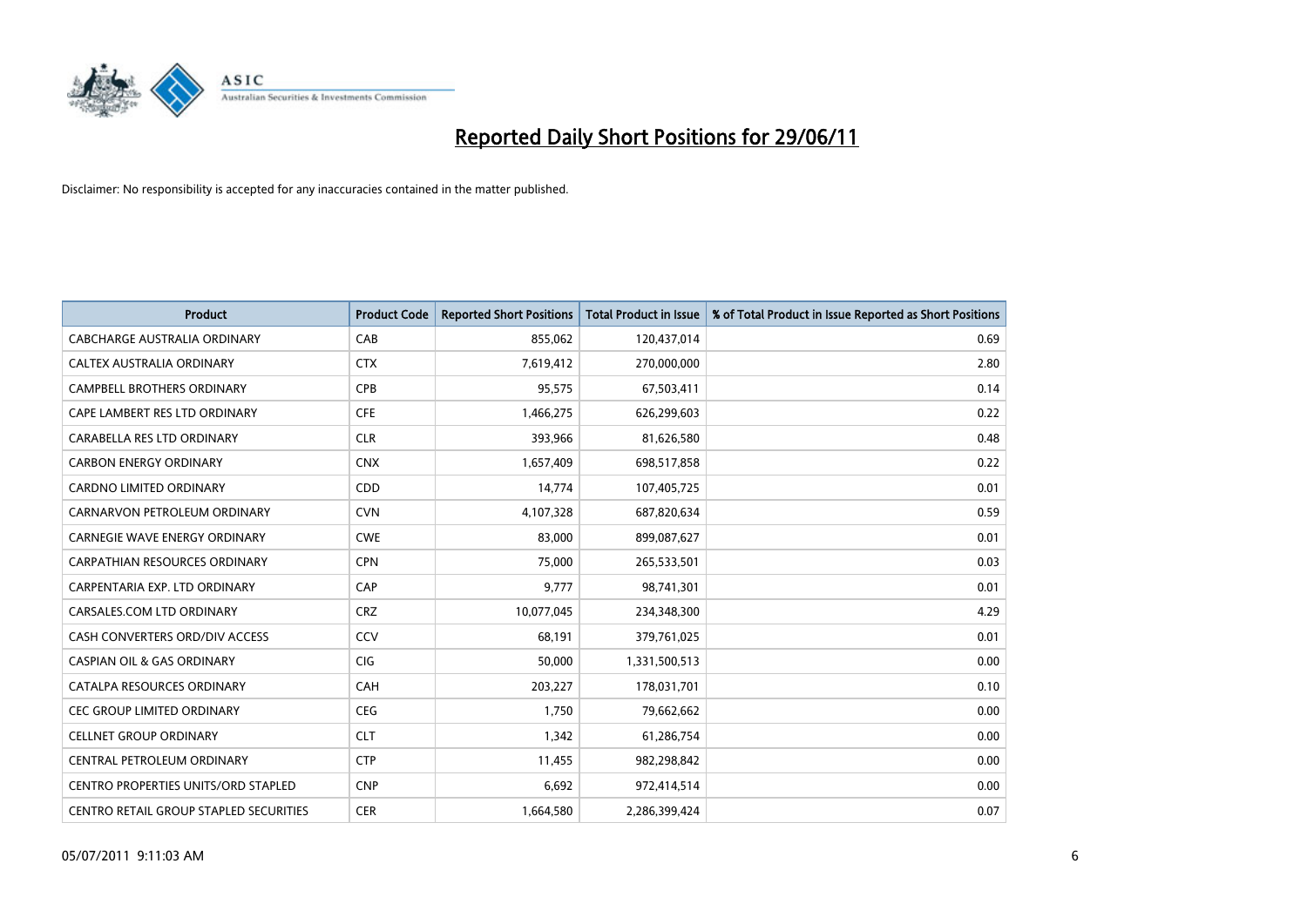# Reported Daily Short Positions for 29/06/11

Disclaimer: No responsibility is accepted for any inaccuracies contained in the matter published.

| Product | Product Code | Reported Short Positions | Total Product in Issue | % of Total Product in Issue Reported as Short Positions |
| --- | --- | --- | --- | --- |
| CABCHARGE AUSTRALIA ORDINARY | CAB | 855,062 | 120,437,014 | 0.69 |
| CALTEX AUSTRALIA ORDINARY | CTX | 7,619,412 | 270,000,000 | 2.80 |
| CAMPBELL BROTHERS ORDINARY | CPB | 95,575 | 67,503,411 | 0.14 |
| CAPE LAMBERT RES LTD ORDINARY | CFE | 1,466,275 | 626,299,603 | 0.22 |
| CARABELLA RES LTD ORDINARY | CLR | 393,966 | 81,626,580 | 0.48 |
| CARBON ENERGY ORDINARY | CNX | 1,657,409 | 698,517,858 | 0.22 |
| CARDNO LIMITED ORDINARY | CDD | 14,774 | 107,405,725 | 0.01 |
| CARNARVON PETROLEUM ORDINARY | CVN | 4,107,328 | 687,820,634 | 0.59 |
| CARNEGIE WAVE ENERGY ORDINARY | CWE | 83,000 | 899,087,627 | 0.01 |
| CARPATHIAN RESOURCES ORDINARY | CPN | 75,000 | 265,533,501 | 0.03 |
| CARPENTARIA EXP. LTD ORDINARY | CAP | 9,777 | 98,741,301 | 0.01 |
| CARSALES.COM LTD ORDINARY | CRZ | 10,077,045 | 234,348,300 | 4.29 |
| CASH CONVERTERS ORD/DIV ACCESS | CCV | 68,191 | 379,761,025 | 0.01 |
| CASPIAN OIL & GAS ORDINARY | CIG | 50,000 | 1,331,500,513 | 0.00 |
| CATALPA RESOURCES ORDINARY | CAH | 203,227 | 178,031,701 | 0.10 |
| CEC GROUP LIMITED ORDINARY | CEG | 1,750 | 79,662,662 | 0.00 |
| CELLNET GROUP ORDINARY | CLT | 1,342 | 61,286,754 | 0.00 |
| CENTRAL PETROLEUM ORDINARY | CTP | 11,455 | 982,298,842 | 0.00 |
| CENTRO PROPERTIES UNITS/ORD STAPLED | CNP | 6,692 | 972,414,514 | 0.00 |
| CENTRO RETAIL GROUP STAPLED SECURITIES | CER | 1,664,580 | 2,286,399,424 | 0.07 |

05/07/2011 9:11:03 AM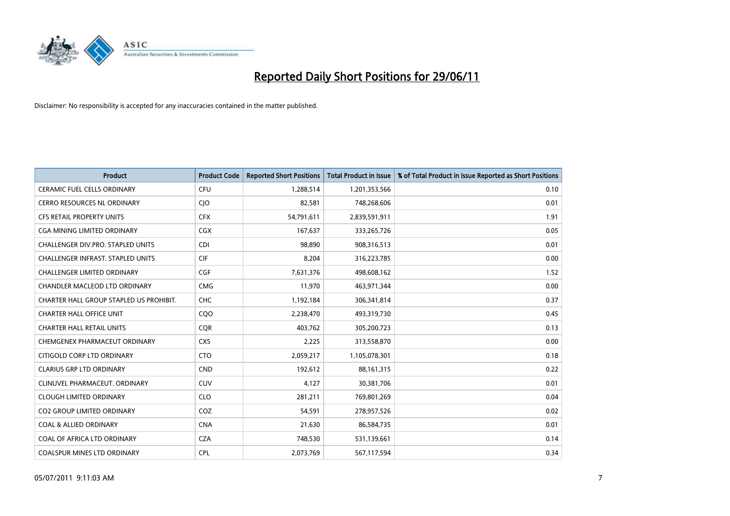# Reported Daily Short Positions for 29/06/11

Disclaimer: No responsibility is accepted for any inaccuracies contained in the matter published.

| Product | Product Code | Reported Short Positions | Total Product in Issue | % of Total Product in Issue Reported as Short Positions |
|---|---|---|---|---|
| CERAMIC FUEL CELLS ORDINARY | CFU | 1,288,514 | 1,201,353,566 | 0.10 |
| CERRO RESOURCES NL ORDINARY | CJO | 82,581 | 748,268,606 | 0.01 |
| CFS RETAIL PROPERTY UNITS | CFX | 54,791,611 | 2,839,591,911 | 1.91 |
| CGA MINING LIMITED ORDINARY | CGX | 167,637 | 333,265,726 | 0.05 |
| CHALLENGER DIV.PRO. STAPLED UNITS | CDI | 98,890 | 908,316,513 | 0.01 |
| CHALLENGER INFRAST. STAPLED UNITS | CIF | 8,204 | 316,223,785 | 0.00 |
| CHALLENGER LIMITED ORDINARY | CGF | 7,631,376 | 498,608,162 | 1.52 |
| CHANDLER MACLEOD LTD ORDINARY | CMG | 11,970 | 463,971,344 | 0.00 |
| CHARTER HALL GROUP STAPLED US PROHIBIT. | CHC | 1,192,184 | 306,341,814 | 0.37 |
| CHARTER HALL OFFICE UNIT | CQO | 2,238,470 | 493,319,730 | 0.45 |
| CHARTER HALL RETAIL UNITS | CQR | 403,762 | 305,200,723 | 0.13 |
| CHEMGENEX PHARMACEUT ORDINARY | CXS | 2,225 | 313,558,870 | 0.00 |
| CITIGOLD CORP LTD ORDINARY | CTO | 2,059,217 | 1,105,078,301 | 0.18 |
| CLARIUS GRP LTD ORDINARY | CND | 192,612 | 88,161,315 | 0.22 |
| CLINUVEL PHARMACEUT. ORDINARY | CUV | 4,127 | 30,381,706 | 0.01 |
| CLOUGH LIMITED ORDINARY | CLO | 281,211 | 769,801,269 | 0.04 |
| CO2 GROUP LIMITED ORDINARY | COZ | 54,591 | 278,957,526 | 0.02 |
| COAL & ALLIED ORDINARY | CNA | 21,630 | 86,584,735 | 0.01 |
| COAL OF AFRICA LTD ORDINARY | CZA | 748,530 | 531,139,661 | 0.14 |
| COALSPUR MINES LTD ORDINARY | CPL | 2,073,769 | 567,117,594 | 0.34 |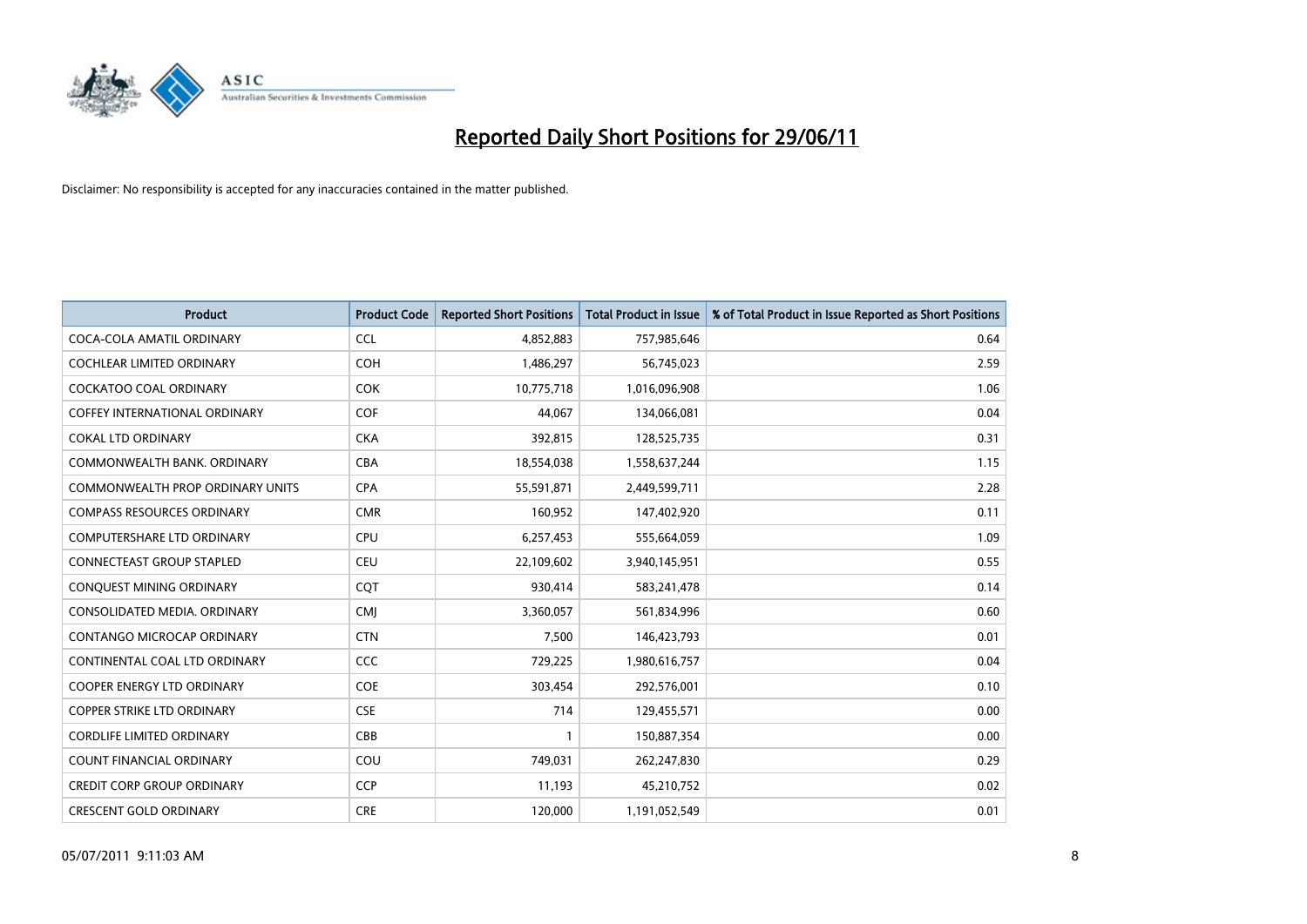# Reported Daily Short Positions for 29/06/11

Disclaimer: No responsibility is accepted for any inaccuracies contained in the matter published.

| Product | Product Code | Reported Short Positions | Total Product in Issue | % of Total Product in Issue Reported as Short Positions |
|---|---|---|---|---|
| COCA-COLA AMATIL ORDINARY | CCL | 4,852,883 | 757,985,646 | 0.64 |
| COCHLEAR LIMITED ORDINARY | COH | 1,486,297 | 56,745,023 | 2.59 |
| COCKATOO COAL ORDINARY | COK | 10,775,718 | 1,016,096,908 | 1.06 |
| COFFEY INTERNATIONAL ORDINARY | COF | 44,067 | 134,066,081 | 0.04 |
| COKAL LTD ORDINARY | CKA | 392,815 | 128,525,735 | 0.31 |
| COMMONWEALTH BANK. ORDINARY | CBA | 18,554,038 | 1,558,637,244 | 1.15 |
| COMMONWEALTH PROP ORDINARY UNITS | CPA | 55,591,871 | 2,449,599,711 | 2.28 |
| COMPASS RESOURCES ORDINARY | CMR | 160,952 | 147,402,920 | 0.11 |
| COMPUTERSHARE LTD ORDINARY | CPU | 6,257,453 | 555,664,059 | 1.09 |
| CONNECTEAST GROUP STAPLED | CEU | 22,109,602 | 3,940,145,951 | 0.55 |
| CONQUEST MINING ORDINARY | CQT | 930,414 | 583,241,478 | 0.14 |
| CONSOLIDATED MEDIA. ORDINARY | CMJ | 3,360,057 | 561,834,996 | 0.60 |
| CONTANGO MICROCAP ORDINARY | CTN | 7,500 | 146,423,793 | 0.01 |
| CONTINENTAL COAL LTD ORDINARY | CCC | 729,225 | 1,980,616,757 | 0.04 |
| COOPER ENERGY LTD ORDINARY | COE | 303,454 | 292,576,001 | 0.10 |
| COPPER STRIKE LTD ORDINARY | CSE | 714 | 129,455,571 | 0.00 |
| CORDLIFE LIMITED ORDINARY | CBB | 1 | 150,887,354 | 0.00 |
| COUNT FINANCIAL ORDINARY | COU | 749,031 | 262,247,830 | 0.29 |
| CREDIT CORP GROUP ORDINARY | CCP | 11,193 | 45,210,752 | 0.02 |
| CRESCENT GOLD ORDINARY | CRE | 120,000 | 1,191,052,549 | 0.01 |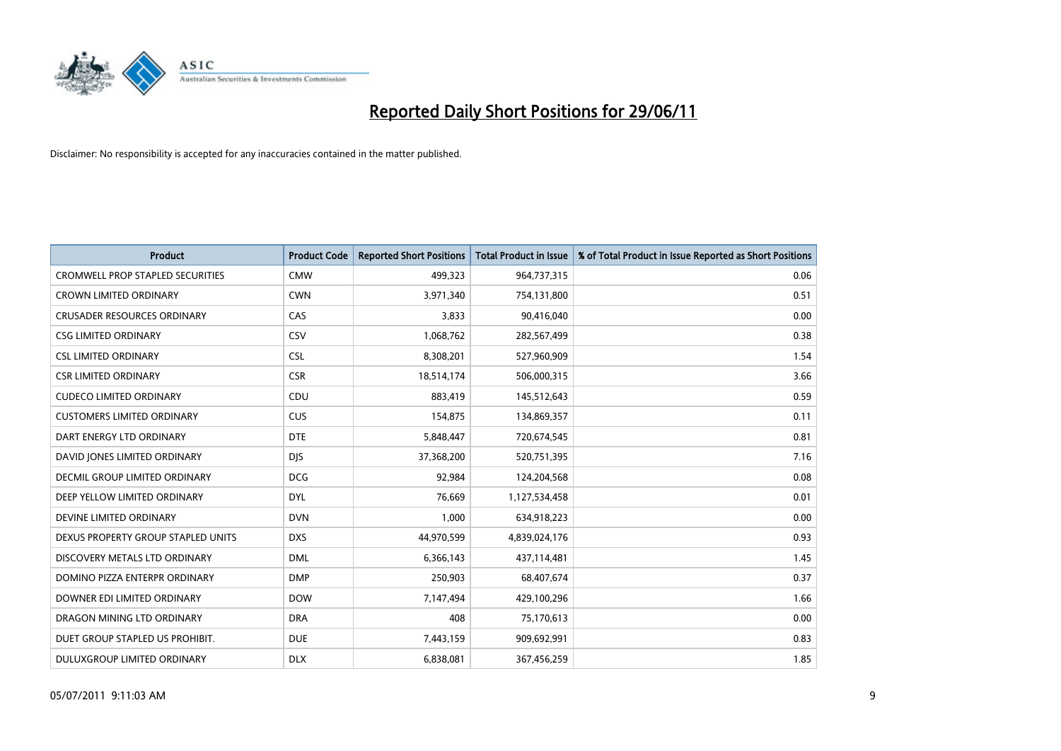# Reported Daily Short Positions for 29/06/11

Disclaimer: No responsibility is accepted for any inaccuracies contained in the matter published.

| Product | Product Code | Reported Short Positions | Total Product in Issue | % of Total Product in Issue Reported as Short Positions |
|---|---|---|---|---|
| CROMWELL PROP STAPLED SECURITIES | CMW | 499,323 | 964,737,315 | 0.06 |
| CROWN LIMITED ORDINARY | CWN | 3,971,340 | 754,131,800 | 0.51 |
| CRUSADER RESOURCES ORDINARY | CAS | 3,833 | 90,416,040 | 0.00 |
| CSG LIMITED ORDINARY | CSV | 1,068,762 | 282,567,499 | 0.38 |
| CSL LIMITED ORDINARY | CSL | 8,308,201 | 527,960,909 | 1.54 |
| CSR LIMITED ORDINARY | CSR | 18,514,174 | 506,000,315 | 3.66 |
| CUDECO LIMITED ORDINARY | CDU | 883,419 | 145,512,643 | 0.59 |
| CUSTOMERS LIMITED ORDINARY | CUS | 154,875 | 134,869,357 | 0.11 |
| DART ENERGY LTD ORDINARY | DTE | 5,848,447 | 720,674,545 | 0.81 |
| DAVID JONES LIMITED ORDINARY | DJS | 37,368,200 | 520,751,395 | 7.16 |
| DECMIL GROUP LIMITED ORDINARY | DCG | 92,984 | 124,204,568 | 0.08 |
| DEEP YELLOW LIMITED ORDINARY | DYL | 76,669 | 1,127,534,458 | 0.01 |
| DEVINE LIMITED ORDINARY | DVN | 1,000 | 634,918,223 | 0.00 |
| DEXUS PROPERTY GROUP STAPLED UNITS | DXS | 44,970,599 | 4,839,024,176 | 0.93 |
| DISCOVERY METALS LTD ORDINARY | DML | 6,366,143 | 437,114,481 | 1.45 |
| DOMINO PIZZA ENTERPR ORDINARY | DMP | 250,903 | 68,407,674 | 0.37 |
| DOWNER EDI LIMITED ORDINARY | DOW | 7,147,494 | 429,100,296 | 1.66 |
| DRAGON MINING LTD ORDINARY | DRA | 408 | 75,170,613 | 0.00 |
| DUET GROUP STAPLED US PROHIBIT. | DUE | 7,443,159 | 909,692,991 | 0.83 |
| DULUXGROUP LIMITED ORDINARY | DLX | 6,838,081 | 367,456,259 | 1.85 |

05/07/2011 9:11:03 AM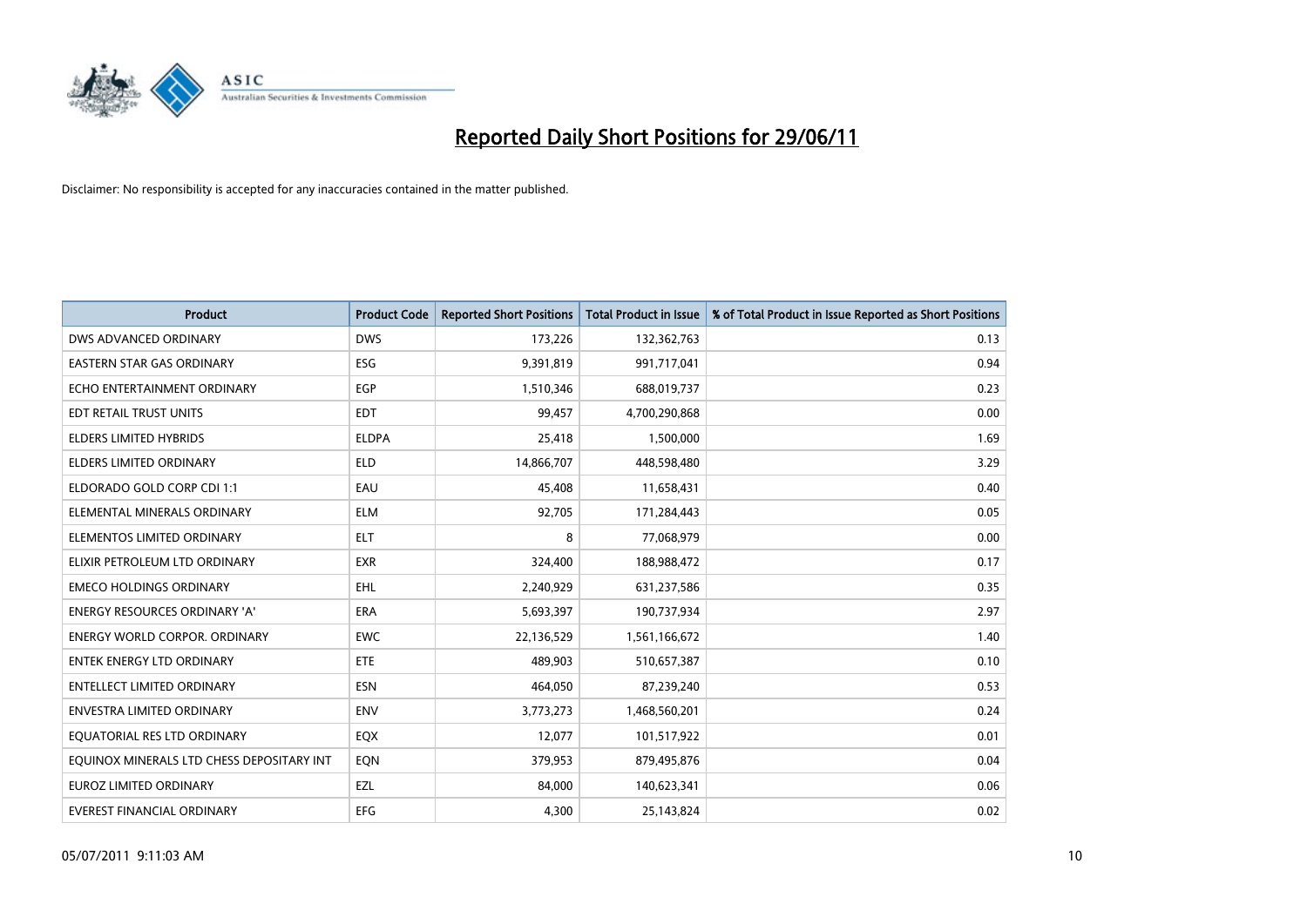# Reported Daily Short Positions for 29/06/11

Disclaimer: No responsibility is accepted for any inaccuracies contained in the matter published.

| Product | Product Code | Reported Short Positions | Total Product in Issue | % of Total Product in Issue Reported as Short Positions |
|---|---|---|---|---|
| DWS ADVANCED ORDINARY | DWS | 173,226 | 132,362,763 | 0.13 |
| EASTERN STAR GAS ORDINARY | ESG | 9,391,819 | 991,717,041 | 0.94 |
| ECHO ENTERTAINMENT ORDINARY | EGP | 1,510,346 | 688,019,737 | 0.23 |
| EDT RETAIL TRUST UNITS | EDT | 99,457 | 4,700,290,868 | 0.00 |
| ELDERS LIMITED HYBRIDS | ELDPA | 25,418 | 1,500,000 | 1.69 |
| ELDERS LIMITED ORDINARY | ELD | 14,866,707 | 448,598,480 | 3.29 |
| ELDORADO GOLD CORP CDI 1:1 | EAU | 45,408 | 11,658,431 | 0.40 |
| ELEMENTAL MINERALS ORDINARY | ELM | 92,705 | 171,284,443 | 0.05 |
| ELEMENTOS LIMITED ORDINARY | ELT | 8 | 77,068,979 | 0.00 |
| ELIXIR PETROLEUM LTD ORDINARY | EXR | 324,400 | 188,988,472 | 0.17 |
| EMECO HOLDINGS ORDINARY | EHL | 2,240,929 | 631,237,586 | 0.35 |
| ENERGY RESOURCES ORDINARY 'A' | ERA | 5,693,397 | 190,737,934 | 2.97 |
| ENERGY WORLD CORPOR. ORDINARY | EWC | 22,136,529 | 1,561,166,672 | 1.40 |
| ENTEK ENERGY LTD ORDINARY | ETE | 489,903 | 510,657,387 | 0.10 |
| ENTELLECT LIMITED ORDINARY | ESN | 464,050 | 87,239,240 | 0.53 |
| ENVESTRA LIMITED ORDINARY | ENV | 3,773,273 | 1,468,560,201 | 0.24 |
| EQUATORIAL RES LTD ORDINARY | EQX | 12,077 | 101,517,922 | 0.01 |
| EQUINOX MINERALS LTD CHESS DEPOSITARY INT | EQN | 379,953 | 879,495,876 | 0.04 |
| EUROZ LIMITED ORDINARY | EZL | 84,000 | 140,623,341 | 0.06 |
| EVEREST FINANCIAL ORDINARY | EFG | 4,300 | 25,143,824 | 0.02 |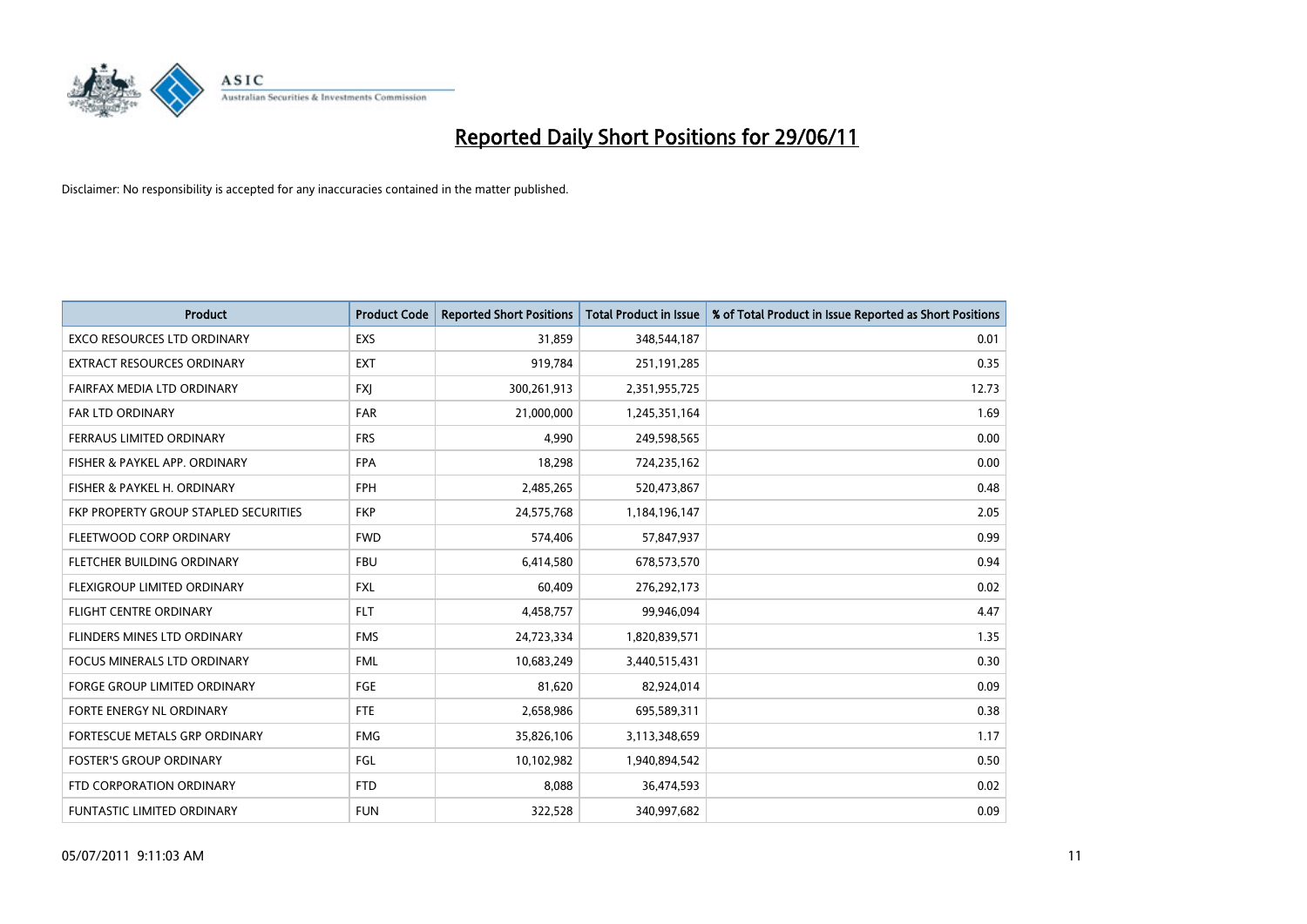# Reported Daily Short Positions for 29/06/11

Disclaimer: No responsibility is accepted for any inaccuracies contained in the matter published.

| Product | Product Code | Reported Short Positions | Total Product in Issue | % of Total Product in Issue Reported as Short Positions |
|---|---|---|---|---|
| EXCO RESOURCES LTD ORDINARY | EXS | 31,859 | 348,544,187 | 0.01 |
| EXTRACT RESOURCES ORDINARY | EXT | 919,784 | 251,191,285 | 0.35 |
| FAIRFAX MEDIA LTD ORDINARY | FXJ | 300,261,913 | 2,351,955,725 | 12.73 |
| FAR LTD ORDINARY | FAR | 21,000,000 | 1,245,351,164 | 1.69 |
| FERRAUS LIMITED ORDINARY | FRS | 4,990 | 249,598,565 | 0.00 |
| FISHER & PAYKEL APP. ORDINARY | FPA | 18,298 | 724,235,162 | 0.00 |
| FISHER & PAYKEL H. ORDINARY | FPH | 2,485,265 | 520,473,867 | 0.48 |
| FKP PROPERTY GROUP STAPLED SECURITIES | FKP | 24,575,768 | 1,184,196,147 | 2.05 |
| FLEETWOOD CORP ORDINARY | FWD | 574,406 | 57,847,937 | 0.99 |
| FLETCHER BUILDING ORDINARY | FBU | 6,414,580 | 678,573,570 | 0.94 |
| FLEXIGROUP LIMITED ORDINARY | FXL | 60,409 | 276,292,173 | 0.02 |
| FLIGHT CENTRE ORDINARY | FLT | 4,458,757 | 99,946,094 | 4.47 |
| FLINDERS MINES LTD ORDINARY | FMS | 24,723,334 | 1,820,839,571 | 1.35 |
| FOCUS MINERALS LTD ORDINARY | FML | 10,683,249 | 3,440,515,431 | 0.30 |
| FORGE GROUP LIMITED ORDINARY | FGE | 81,620 | 82,924,014 | 0.09 |
| FORTE ENERGY NL ORDINARY | FTE | 2,658,986 | 695,589,311 | 0.38 |
| FORTESCUE METALS GRP ORDINARY | FMG | 35,826,106 | 3,113,348,659 | 1.17 |
| FOSTER'S GROUP ORDINARY | FGL | 10,102,982 | 1,940,894,542 | 0.50 |
| FTD CORPORATION ORDINARY | FTD | 8,088 | 36,474,593 | 0.02 |
| FUNTASTIC LIMITED ORDINARY | FUN | 322,528 | 340,997,682 | 0.09 |

05/07/2011 9:11:03 AM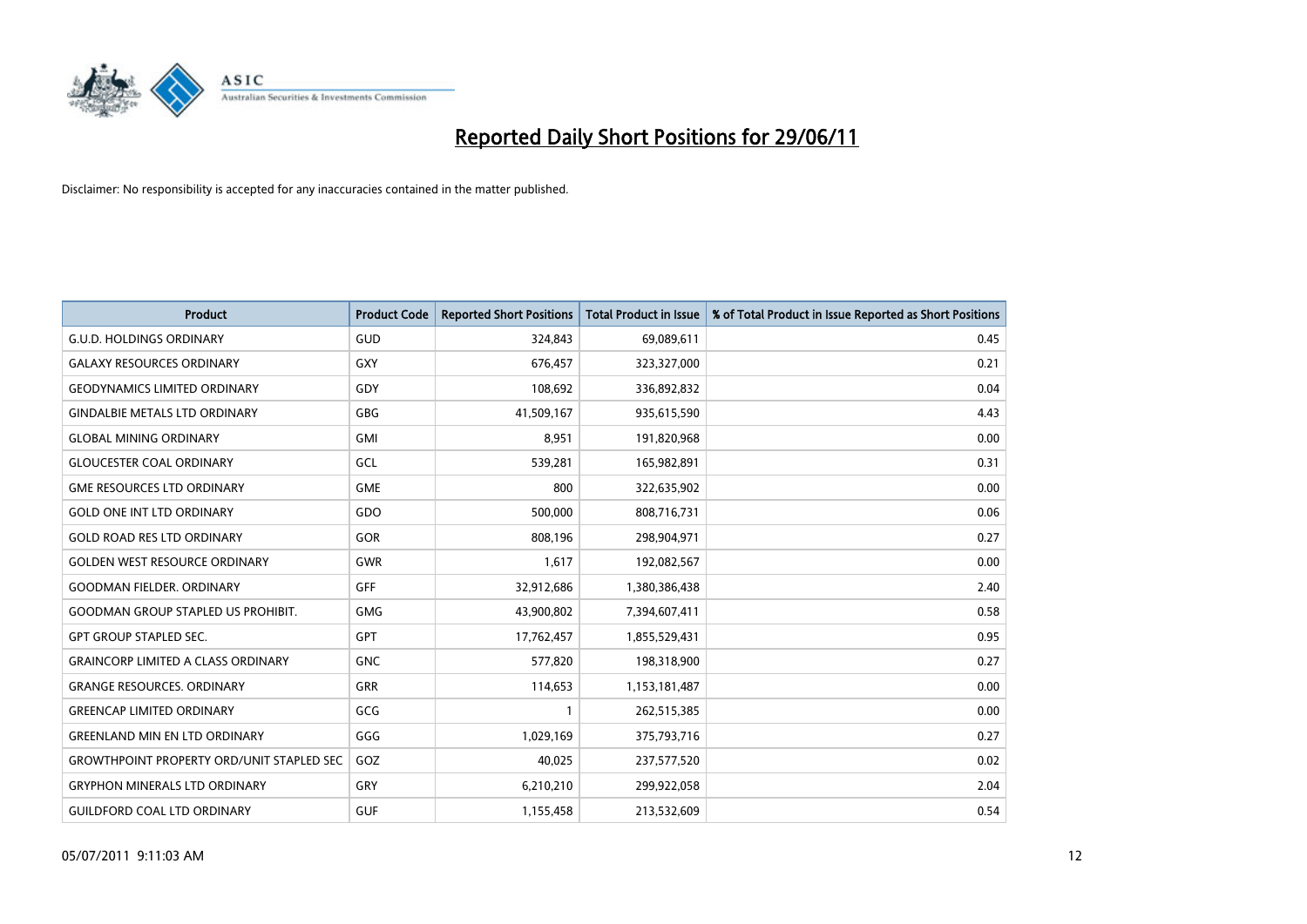# Reported Daily Short Positions for 29/06/11

Disclaimer: No responsibility is accepted for any inaccuracies contained in the matter published.

| Product | Product Code | Reported Short Positions | Total Product in Issue | % of Total Product in Issue Reported as Short Positions |
|---|---|---|---|---|
| G.U.D. HOLDINGS ORDINARY | GUD | 324,843 | 69,089,611 | 0.45 |
| GALAXY RESOURCES ORDINARY | GXY | 676,457 | 323,327,000 | 0.21 |
| GEODYNAMICS LIMITED ORDINARY | GDY | 108,692 | 336,892,832 | 0.04 |
| GINDALBIE METALS LTD ORDINARY | GBG | 41,509,167 | 935,615,590 | 4.43 |
| GLOBAL MINING ORDINARY | GMI | 8,951 | 191,820,968 | 0.00 |
| GLOUCESTER COAL ORDINARY | GCL | 539,281 | 165,982,891 | 0.31 |
| GME RESOURCES LTD ORDINARY | GME | 800 | 322,635,902 | 0.00 |
| GOLD ONE INT LTD ORDINARY | GDO | 500,000 | 808,716,731 | 0.06 |
| GOLD ROAD RES LTD ORDINARY | GOR | 808,196 | 298,904,971 | 0.27 |
| GOLDEN WEST RESOURCE ORDINARY | GWR | 1,617 | 192,082,567 | 0.00 |
| GOODMAN FIELDER. ORDINARY | GFF | 32,912,686 | 1,380,386,438 | 2.40 |
| GOODMAN GROUP STAPLED US PROHIBIT. | GMG | 43,900,802 | 7,394,607,411 | 0.58 |
| GPT GROUP STAPLED SEC. | GPT | 17,762,457 | 1,855,529,431 | 0.95 |
| GRAINCORP LIMITED A CLASS ORDINARY | GNC | 577,820 | 198,318,900 | 0.27 |
| GRANGE RESOURCES. ORDINARY | GRR | 114,653 | 1,153,181,487 | 0.00 |
| GREENCAP LIMITED ORDINARY | GCG | 1 | 262,515,385 | 0.00 |
| GREENLAND MIN EN LTD ORDINARY | GGG | 1,029,169 | 375,793,716 | 0.27 |
| GROWTHPOINT PROPERTY ORD/UNIT STAPLED SEC | GOZ | 40,025 | 237,577,520 | 0.02 |
| GRYPHON MINERALS LTD ORDINARY | GRY | 6,210,210 | 299,922,058 | 2.04 |
| GUILDFORD COAL LTD ORDINARY | GUF | 1,155,458 | 213,532,609 | 0.54 |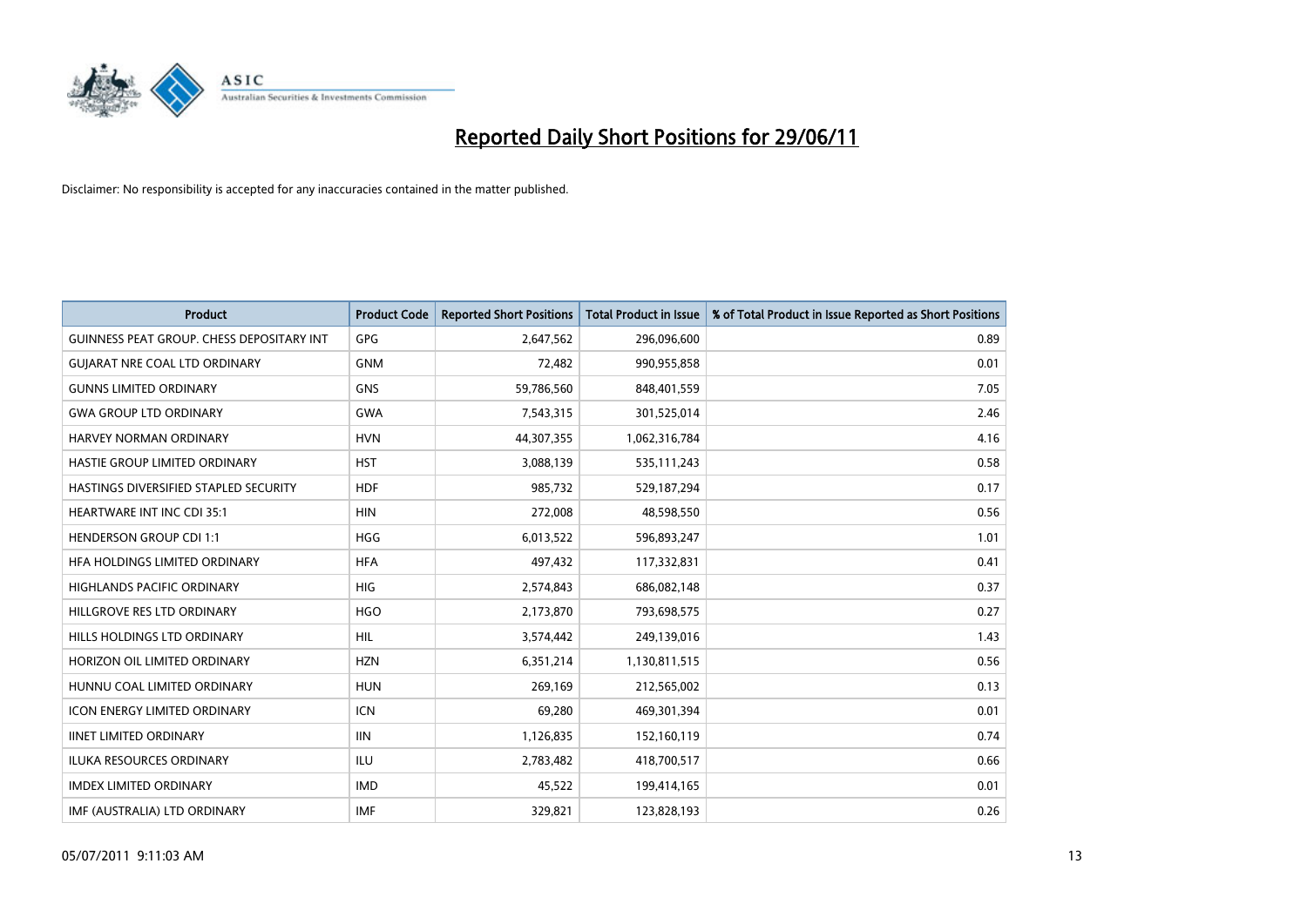# Reported Daily Short Positions for 29/06/11

Disclaimer: No responsibility is accepted for any inaccuracies contained in the matter published.

| Product | Product Code | Reported Short Positions | Total Product in Issue | % of Total Product in Issue Reported as Short Positions |
|---|---|---|---|---|
| GUINNESS PEAT GROUP. CHESS DEPOSITARY INT | GPG | 2,647,562 | 296,096,600 | 0.89 |
| GUJARAT NRE COAL LTD ORDINARY | GNM | 72,482 | 990,955,858 | 0.01 |
| GUNNS LIMITED ORDINARY | GNS | 59,786,560 | 848,401,559 | 7.05 |
| GWA GROUP LTD ORDINARY | GWA | 7,543,315 | 301,525,014 | 2.46 |
| HARVEY NORMAN ORDINARY | HVN | 44,307,355 | 1,062,316,784 | 4.16 |
| HASTIE GROUP LIMITED ORDINARY | HST | 3,088,139 | 535,111,243 | 0.58 |
| HASTINGS DIVERSIFIED STAPLED SECURITY | HDF | 985,732 | 529,187,294 | 0.17 |
| HEARTWARE INT INC CDI 35:1 | HIN | 272,008 | 48,598,550 | 0.56 |
| HENDERSON GROUP CDI 1:1 | HGG | 6,013,522 | 596,893,247 | 1.01 |
| HFA HOLDINGS LIMITED ORDINARY | HFA | 497,432 | 117,332,831 | 0.41 |
| HIGHLANDS PACIFIC ORDINARY | HIG | 2,574,843 | 686,082,148 | 0.37 |
| HILLGROVE RES LTD ORDINARY | HGO | 2,173,870 | 793,698,575 | 0.27 |
| HILLS HOLDINGS LTD ORDINARY | HIL | 3,574,442 | 249,139,016 | 1.43 |
| HORIZON OIL LIMITED ORDINARY | HZN | 6,351,214 | 1,130,811,515 | 0.56 |
| HUNNU COAL LIMITED ORDINARY | HUN | 269,169 | 212,565,002 | 0.13 |
| ICON ENERGY LIMITED ORDINARY | ICN | 69,280 | 469,301,394 | 0.01 |
| IINET LIMITED ORDINARY | IIN | 1,126,835 | 152,160,119 | 0.74 |
| ILUKA RESOURCES ORDINARY | ILU | 2,783,482 | 418,700,517 | 0.66 |
| IMDEX LIMITED ORDINARY | IMD | 45,522 | 199,414,165 | 0.01 |
| IMF (AUSTRALIA) LTD ORDINARY | IMF | 329,821 | 123,828,193 | 0.26 |

05/07/2011 9:11:03 AM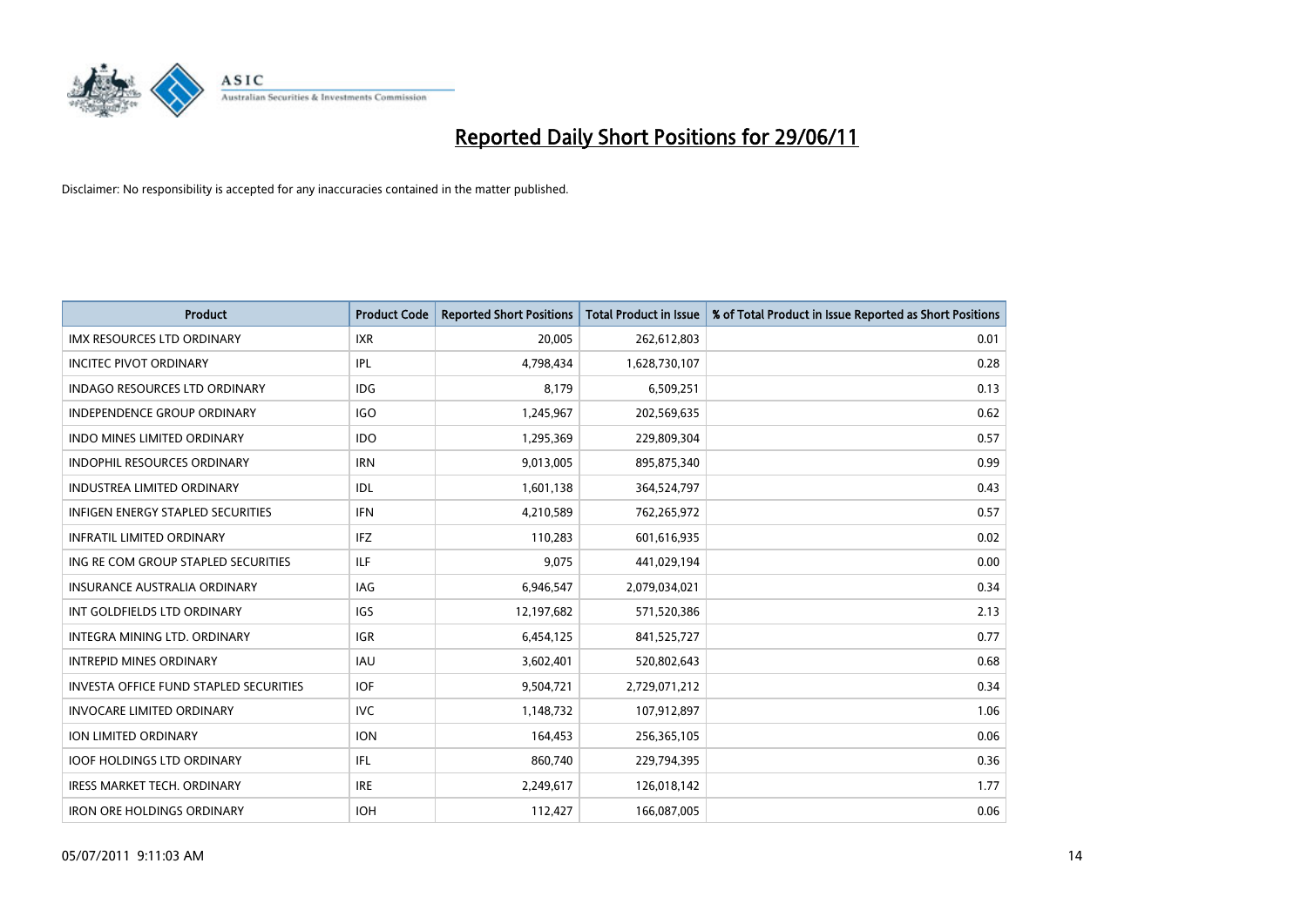# Reported Daily Short Positions for 29/06/11

Disclaimer: No responsibility is accepted for any inaccuracies contained in the matter published.

| Product | Product Code | Reported Short Positions | Total Product in Issue | % of Total Product in Issue Reported as Short Positions |
|---|---|---|---|---|
| IMX RESOURCES LTD ORDINARY | IXR | 20,005 | 262,612,803 | 0.01 |
| INCITEC PIVOT ORDINARY | IPL | 4,798,434 | 1,628,730,107 | 0.28 |
| INDAGO RESOURCES LTD ORDINARY | IDG | 8,179 | 6,509,251 | 0.13 |
| INDEPENDENCE GROUP ORDINARY | IGO | 1,245,967 | 202,569,635 | 0.62 |
| INDO MINES LIMITED ORDINARY | IDO | 1,295,369 | 229,809,304 | 0.57 |
| INDOPHIL RESOURCES ORDINARY | IRN | 9,013,005 | 895,875,340 | 0.99 |
| INDUSTREA LIMITED ORDINARY | IDL | 1,601,138 | 364,524,797 | 0.43 |
| INFIGEN ENERGY STAPLED SECURITIES | IFN | 4,210,589 | 762,265,972 | 0.57 |
| INFRATIL LIMITED ORDINARY | IFZ | 110,283 | 601,616,935 | 0.02 |
| ING RE COM GROUP STAPLED SECURITIES | ILF | 9,075 | 441,029,194 | 0.00 |
| INSURANCE AUSTRALIA ORDINARY | IAG | 6,946,547 | 2,079,034,021 | 0.34 |
| INT GOLDFIELDS LTD ORDINARY | IGS | 12,197,682 | 571,520,386 | 2.13 |
| INTEGRA MINING LTD. ORDINARY | IGR | 6,454,125 | 841,525,727 | 0.77 |
| INTREPID MINES ORDINARY | IAU | 3,602,401 | 520,802,643 | 0.68 |
| INVESTA OFFICE FUND STAPLED SECURITIES | IOF | 9,504,721 | 2,729,071,212 | 0.34 |
| INVOCARE LIMITED ORDINARY | IVC | 1,148,732 | 107,912,897 | 1.06 |
| ION LIMITED ORDINARY | ION | 164,453 | 256,365,105 | 0.06 |
| IOOF HOLDINGS LTD ORDINARY | IFL | 860,740 | 229,794,395 | 0.36 |
| IRESS MARKET TECH. ORDINARY | IRE | 2,249,617 | 126,018,142 | 1.77 |
| IRON ORE HOLDINGS ORDINARY | IOH | 112,427 | 166,087,005 | 0.06 |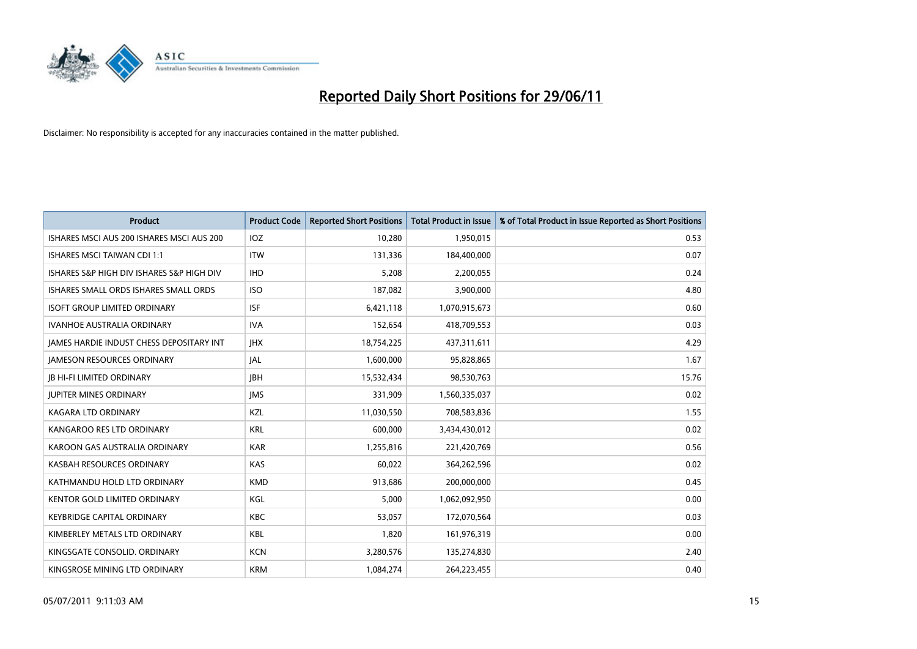# Reported Daily Short Positions for 29/06/11

Disclaimer: No responsibility is accepted for any inaccuracies contained in the matter published.

| Product | Product Code | Reported Short Positions | Total Product in Issue | % of Total Product in Issue Reported as Short Positions |
|---|---|---|---|---|
| ISHARES MSCI AUS 200 ISHARES MSCI AUS 200 | IOZ | 10,280 | 1,950,015 | 0.53 |
| ISHARES MSCI TAIWAN CDI 1:1 | ITW | 131,336 | 184,400,000 | 0.07 |
| ISHARES S&P HIGH DIV ISHARES S&P HIGH DIV | IHD | 5,208 | 2,200,055 | 0.24 |
| ISHARES SMALL ORDS ISHARES SMALL ORDS | ISO | 187,082 | 3,900,000 | 4.80 |
| ISOFT GROUP LIMITED ORDINARY | ISF | 6,421,118 | 1,070,915,673 | 0.60 |
| IVANHOE AUSTRALIA ORDINARY | IVA | 152,654 | 418,709,553 | 0.03 |
| JAMES HARDIE INDUST CHESS DEPOSITARY INT | JHX | 18,754,225 | 437,311,611 | 4.29 |
| JAMESON RESOURCES ORDINARY | JAL | 1,600,000 | 95,828,865 | 1.67 |
| JB HI-FI LIMITED ORDINARY | JBH | 15,532,434 | 98,530,763 | 15.76 |
| JUPITER MINES ORDINARY | JMS | 331,909 | 1,560,335,037 | 0.02 |
| KAGARA LTD ORDINARY | KZL | 11,030,550 | 708,583,836 | 1.55 |
| KANGAROO RES LTD ORDINARY | KRL | 600,000 | 3,434,430,012 | 0.02 |
| KAROON GAS AUSTRALIA ORDINARY | KAR | 1,255,816 | 221,420,769 | 0.56 |
| KASBAH RESOURCES ORDINARY | KAS | 60,022 | 364,262,596 | 0.02 |
| KATHMANDU HOLD LTD ORDINARY | KMD | 913,686 | 200,000,000 | 0.45 |
| KENTOR GOLD LIMITED ORDINARY | KGL | 5,000 | 1,062,092,950 | 0.00 |
| KEYBRIDGE CAPITAL ORDINARY | KBC | 53,057 | 172,070,564 | 0.03 |
| KIMBERLEY METALS LTD ORDINARY | KBL | 1,820 | 161,976,319 | 0.00 |
| KINGSGATE CONSOLID. ORDINARY | KCN | 3,280,576 | 135,274,830 | 2.40 |
| KINGSROSE MINING LTD ORDINARY | KRM | 1,084,274 | 264,223,455 | 0.40 |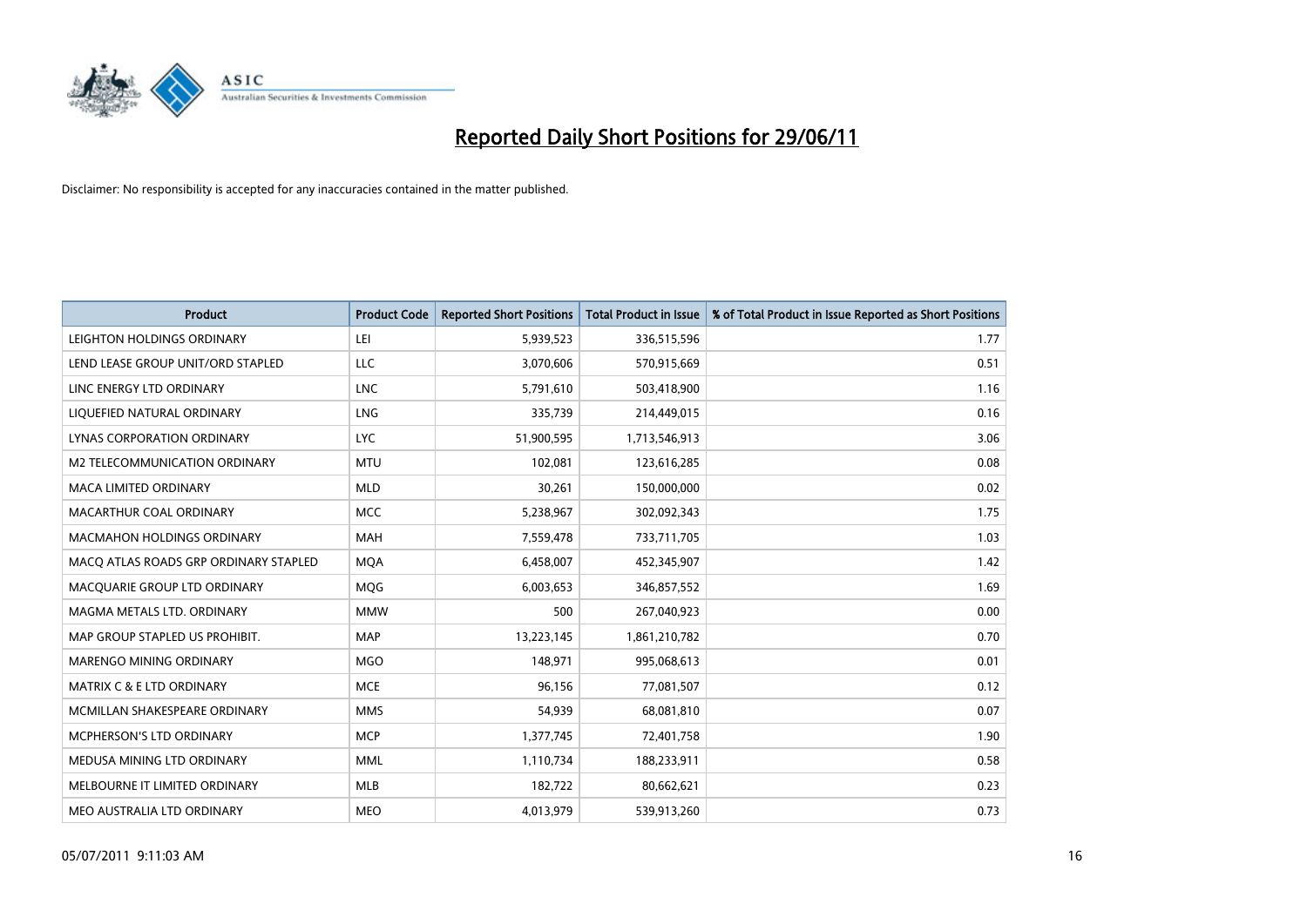# Reported Daily Short Positions for 29/06/11

Disclaimer: No responsibility is accepted for any inaccuracies contained in the matter published.

| Product | Product Code | Reported Short Positions | Total Product in Issue | % of Total Product in Issue Reported as Short Positions |
|---|---|---|---|---|
| LEIGHTON HOLDINGS ORDINARY | LEI | 5,939,523 | 336,515,596 | 1.77 |
| LEND LEASE GROUP UNIT/ORD STAPLED | LLC | 3,070,606 | 570,915,669 | 0.51 |
| LINC ENERGY LTD ORDINARY | LNC | 5,791,610 | 503,418,900 | 1.16 |
| LIQUEFIED NATURAL ORDINARY | LNG | 335,739 | 214,449,015 | 0.16 |
| LYNAS CORPORATION ORDINARY | LYC | 51,900,595 | 1,713,546,913 | 3.06 |
| M2 TELECOMMUNICATION ORDINARY | MTU | 102,081 | 123,616,285 | 0.08 |
| MACA LIMITED ORDINARY | MLD | 30,261 | 150,000,000 | 0.02 |
| MACARTHUR COAL ORDINARY | MCC | 5,238,967 | 302,092,343 | 1.75 |
| MACMAHON HOLDINGS ORDINARY | MAH | 7,559,478 | 733,711,705 | 1.03 |
| MACQ ATLAS ROADS GRP ORDINARY STAPLED | MQA | 6,458,007 | 452,345,907 | 1.42 |
| MACQUARIE GROUP LTD ORDINARY | MQG | 6,003,653 | 346,857,552 | 1.69 |
| MAGMA METALS LTD. ORDINARY | MMW | 500 | 267,040,923 | 0.00 |
| MAP GROUP STAPLED US PROHIBIT. | MAP | 13,223,145 | 1,861,210,782 | 0.70 |
| MARENGO MINING ORDINARY | MGO | 148,971 | 995,068,613 | 0.01 |
| MATRIX C & E LTD ORDINARY | MCE | 96,156 | 77,081,507 | 0.12 |
| MCMILLAN SHAKESPEARE ORDINARY | MMS | 54,939 | 68,081,810 | 0.07 |
| MCPHERSON'S LTD ORDINARY | MCP | 1,377,745 | 72,401,758 | 1.90 |
| MEDUSA MINING LTD ORDINARY | MML | 1,110,734 | 188,233,911 | 0.58 |
| MELBOURNE IT LIMITED ORDINARY | MLB | 182,722 | 80,662,621 | 0.23 |
| MEO AUSTRALIA LTD ORDINARY | MEO | 4,013,979 | 539,913,260 | 0.73 |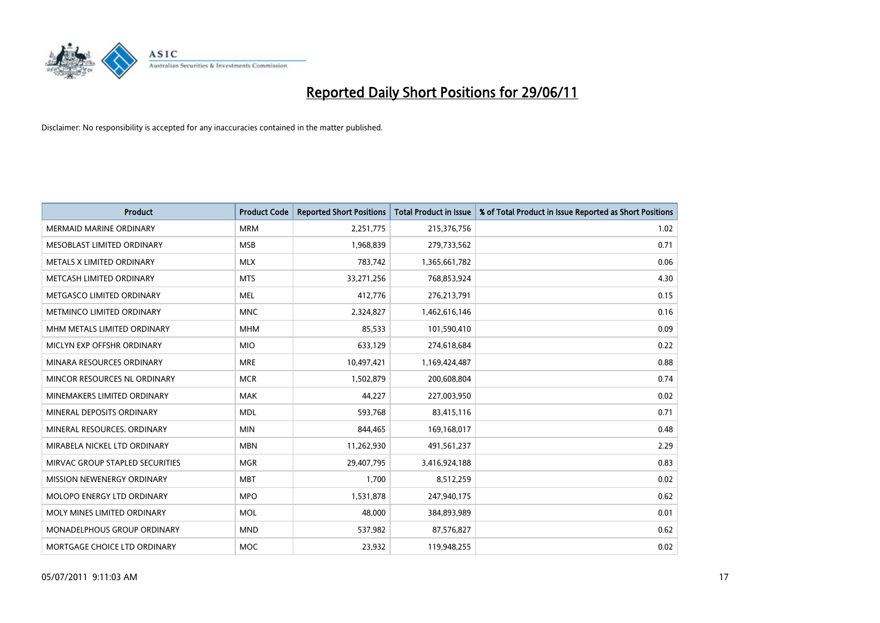# Reported Daily Short Positions for 29/06/11

Disclaimer: No responsibility is accepted for any inaccuracies contained in the matter published.

| Product | Product Code | Reported Short Positions | Total Product in Issue | % of Total Product in Issue Reported as Short Positions |
|---|---|---|---|---|
| MERMAID MARINE ORDINARY | MRM | 2,251,775 | 215,376,756 | 1.02 |
| MESOBLAST LIMITED ORDINARY | MSB | 1,968,839 | 279,733,562 | 0.71 |
| METALS X LIMITED ORDINARY | MLX | 783,742 | 1,365,661,782 | 0.06 |
| METCASH LIMITED ORDINARY | MTS | 33,271,256 | 768,853,924 | 4.30 |
| METGASCO LIMITED ORDINARY | MEL | 412,776 | 276,213,791 | 0.15 |
| METMINCO LIMITED ORDINARY | MNC | 2,324,827 | 1,462,616,146 | 0.16 |
| MHM METALS LIMITED ORDINARY | MHM | 85,533 | 101,590,410 | 0.09 |
| MICLYN EXP OFFSHR ORDINARY | MIO | 633,129 | 274,618,684 | 0.22 |
| MINARA RESOURCES ORDINARY | MRE | 10,497,421 | 1,169,424,487 | 0.88 |
| MINCOR RESOURCES NL ORDINARY | MCR | 1,502,879 | 200,608,804 | 0.74 |
| MINEMAKERS LIMITED ORDINARY | MAK | 44,227 | 227,003,950 | 0.02 |
| MINERAL DEPOSITS ORDINARY | MDL | 593,768 | 83,415,116 | 0.71 |
| MINERAL RESOURCES. ORDINARY | MIN | 844,465 | 169,168,017 | 0.48 |
| MIRABELA NICKEL LTD ORDINARY | MBN | 11,262,930 | 491,561,237 | 2.29 |
| MIRVAC GROUP STAPLED SECURITIES | MGR | 29,407,795 | 3,416,924,188 | 0.83 |
| MISSION NEWENERGY ORDINARY | MBT | 1,700 | 8,512,259 | 0.02 |
| MOLOPO ENERGY LTD ORDINARY | MPO | 1,531,878 | 247,940,175 | 0.62 |
| MOLY MINES LIMITED ORDINARY | MOL | 48,000 | 384,893,989 | 0.01 |
| MONADELPHOUS GROUP ORDINARY | MND | 537,982 | 87,576,827 | 0.62 |
| MORTGAGE CHOICE LTD ORDINARY | MOC | 23,932 | 119,948,255 | 0.02 |

05/07/2011 9:11:03 AM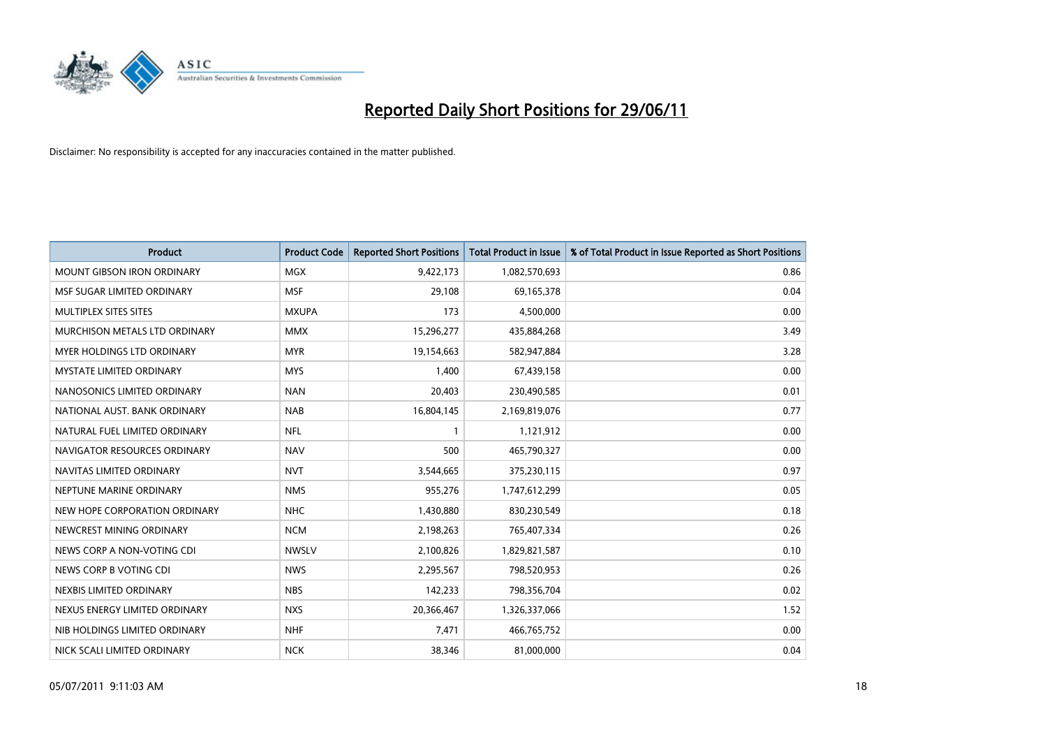# Reported Daily Short Positions for 29/06/11

Disclaimer: No responsibility is accepted for any inaccuracies contained in the matter published.

| Product | Product Code | Reported Short Positions | Total Product in Issue | % of Total Product in Issue Reported as Short Positions |
|---|---|---|---|---|
| MOUNT GIBSON IRON ORDINARY | MGX | 9,422,173 | 1,082,570,693 | 0.86 |
| MSF SUGAR LIMITED ORDINARY | MSF | 29,108 | 69,165,378 | 0.04 |
| MULTIPLEX SITES SITES | MXUPA | 173 | 4,500,000 | 0.00 |
| MURCHISON METALS LTD ORDINARY | MMX | 15,296,277 | 435,884,268 | 3.49 |
| MYER HOLDINGS LTD ORDINARY | MYR | 19,154,663 | 582,947,884 | 3.28 |
| MYSTATE LIMITED ORDINARY | MYS | 1,400 | 67,439,158 | 0.00 |
| NANOSONICS LIMITED ORDINARY | NAN | 20,403 | 230,490,585 | 0.01 |
| NATIONAL AUST. BANK ORDINARY | NAB | 16,804,145 | 2,169,819,076 | 0.77 |
| NATURAL FUEL LIMITED ORDINARY | NFL | 1 | 1,121,912 | 0.00 |
| NAVIGATOR RESOURCES ORDINARY | NAV | 500 | 465,790,327 | 0.00 |
| NAVITAS LIMITED ORDINARY | NVT | 3,544,665 | 375,230,115 | 0.97 |
| NEPTUNE MARINE ORDINARY | NMS | 955,276 | 1,747,612,299 | 0.05 |
| NEW HOPE CORPORATION ORDINARY | NHC | 1,430,880 | 830,230,549 | 0.18 |
| NEWCREST MINING ORDINARY | NCM | 2,198,263 | 765,407,334 | 0.26 |
| NEWS CORP A NON-VOTING CDI | NWSLV | 2,100,826 | 1,829,821,587 | 0.10 |
| NEWS CORP B VOTING CDI | NWS | 2,295,567 | 798,520,953 | 0.26 |
| NEXBIS LIMITED ORDINARY | NBS | 142,233 | 798,356,704 | 0.02 |
| NEXUS ENERGY LIMITED ORDINARY | NXS | 20,366,467 | 1,326,337,066 | 1.52 |
| NIB HOLDINGS LIMITED ORDINARY | NHF | 7,471 | 466,765,752 | 0.00 |
| NICK SCALI LIMITED ORDINARY | NCK | 38,346 | 81,000,000 | 0.04 |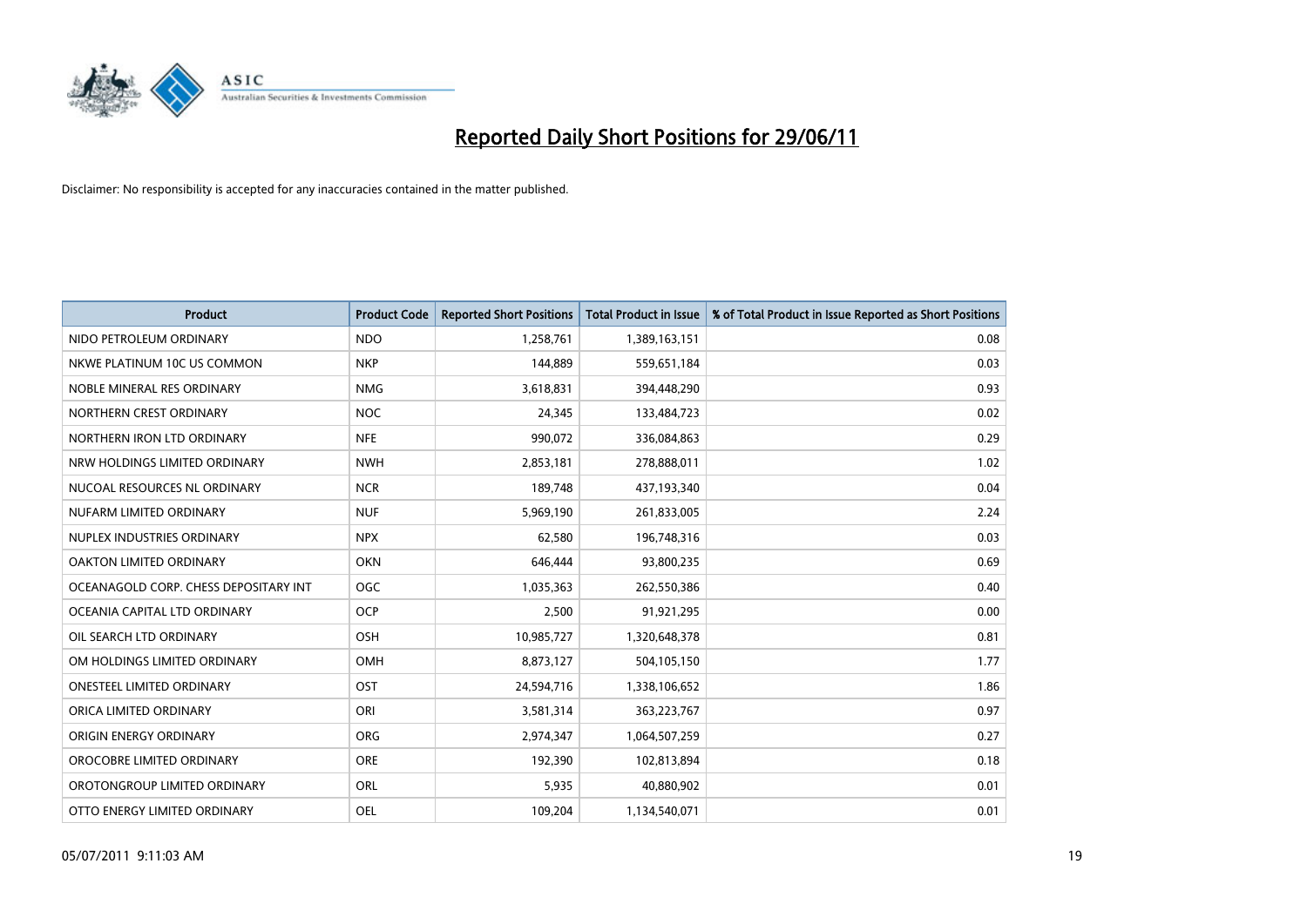# Reported Daily Short Positions for 29/06/11

Disclaimer: No responsibility is accepted for any inaccuracies contained in the matter published.

| Product | Product Code | Reported Short Positions | Total Product in Issue | % of Total Product in Issue Reported as Short Positions |
|---|---|---|---|---|
| NIDO PETROLEUM ORDINARY | NDO | 1,258,761 | 1,389,163,151 | 0.08 |
| NKWE PLATINUM 10C US COMMON | NKP | 144,889 | 559,651,184 | 0.03 |
| NOBLE MINERAL RES ORDINARY | NMG | 3,618,831 | 394,448,290 | 0.93 |
| NORTHERN CREST ORDINARY | NOC | 24,345 | 133,484,723 | 0.02 |
| NORTHERN IRON LTD ORDINARY | NFE | 990,072 | 336,084,863 | 0.29 |
| NRW HOLDINGS LIMITED ORDINARY | NWH | 2,853,181 | 278,888,011 | 1.02 |
| NUCOAL RESOURCES NL ORDINARY | NCR | 189,748 | 437,193,340 | 0.04 |
| NUFARM LIMITED ORDINARY | NUF | 5,969,190 | 261,833,005 | 2.24 |
| NUPLEX INDUSTRIES ORDINARY | NPX | 62,580 | 196,748,316 | 0.03 |
| OAKTON LIMITED ORDINARY | OKN | 646,444 | 93,800,235 | 0.69 |
| OCEANAGOLD CORP. CHESS DEPOSITARY INT | OGC | 1,035,363 | 262,550,386 | 0.40 |
| OCEANIA CAPITAL LTD ORDINARY | OCP | 2,500 | 91,921,295 | 0.00 |
| OIL SEARCH LTD ORDINARY | OSH | 10,985,727 | 1,320,648,378 | 0.81 |
| OM HOLDINGS LIMITED ORDINARY | OMH | 8,873,127 | 504,105,150 | 1.77 |
| ONESTEEL LIMITED ORDINARY | OST | 24,594,716 | 1,338,106,652 | 1.86 |
| ORICA LIMITED ORDINARY | ORI | 3,581,314 | 363,223,767 | 0.97 |
| ORIGIN ENERGY ORDINARY | ORG | 2,974,347 | 1,064,507,259 | 0.27 |
| OROCOBRE LIMITED ORDINARY | ORE | 192,390 | 102,813,894 | 0.18 |
| OROTONGROUP LIMITED ORDINARY | ORL | 5,935 | 40,880,902 | 0.01 |
| OTTO ENERGY LIMITED ORDINARY | OEL | 109,204 | 1,134,540,071 | 0.01 |

05/07/2011 9:11:03 AM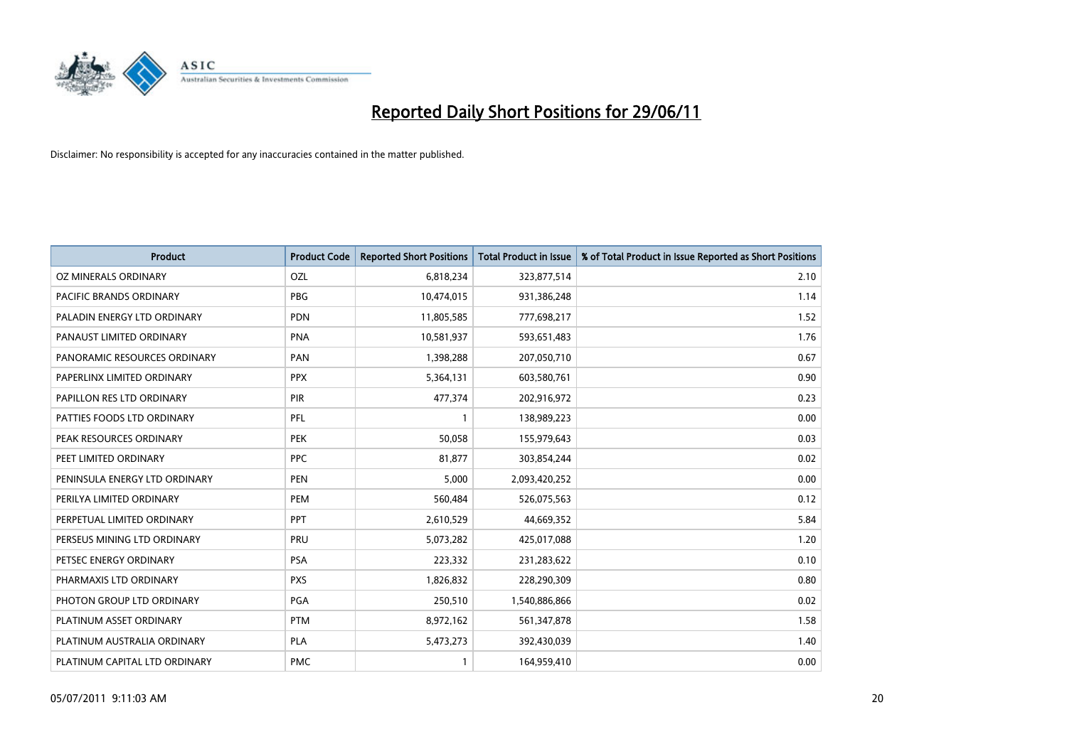# Reported Daily Short Positions for 29/06/11

Disclaimer: No responsibility is accepted for any inaccuracies contained in the matter published.

| Product | Product Code | Reported Short Positions | Total Product in Issue | % of Total Product in Issue Reported as Short Positions |
|---|---|---|---|---|
| OZ MINERALS ORDINARY | OZL | 6,818,234 | 323,877,514 | 2.10 |
| PACIFIC BRANDS ORDINARY | PBG | 10,474,015 | 931,386,248 | 1.14 |
| PALADIN ENERGY LTD ORDINARY | PDN | 11,805,585 | 777,698,217 | 1.52 |
| PANAUST LIMITED ORDINARY | PNA | 10,581,937 | 593,651,483 | 1.76 |
| PANORAMIC RESOURCES ORDINARY | PAN | 1,398,288 | 207,050,710 | 0.67 |
| PAPERLINX LIMITED ORDINARY | PPX | 5,364,131 | 603,580,761 | 0.90 |
| PAPILLON RES LTD ORDINARY | PIR | 477,374 | 202,916,972 | 0.23 |
| PATTIES FOODS LTD ORDINARY | PFL | 1 | 138,989,223 | 0.00 |
| PEAK RESOURCES ORDINARY | PEK | 50,058 | 155,979,643 | 0.03 |
| PEET LIMITED ORDINARY | PPC | 81,877 | 303,854,244 | 0.02 |
| PENINSULA ENERGY LTD ORDINARY | PEN | 5,000 | 2,093,420,252 | 0.00 |
| PERILYA LIMITED ORDINARY | PEM | 560,484 | 526,075,563 | 0.12 |
| PERPETUAL LIMITED ORDINARY | PPT | 2,610,529 | 44,669,352 | 5.84 |
| PERSEUS MINING LTD ORDINARY | PRU | 5,073,282 | 425,017,088 | 1.20 |
| PETSEC ENERGY ORDINARY | PSA | 223,332 | 231,283,622 | 0.10 |
| PHARMAXIS LTD ORDINARY | PXS | 1,826,832 | 228,290,309 | 0.80 |
| PHOTON GROUP LTD ORDINARY | PGA | 250,510 | 1,540,886,866 | 0.02 |
| PLATINUM ASSET ORDINARY | PTM | 8,972,162 | 561,347,878 | 1.58 |
| PLATINUM AUSTRALIA ORDINARY | PLA | 5,473,273 | 392,430,039 | 1.40 |
| PLATINUM CAPITAL LTD ORDINARY | PMC | 1 | 164,959,410 | 0.00 |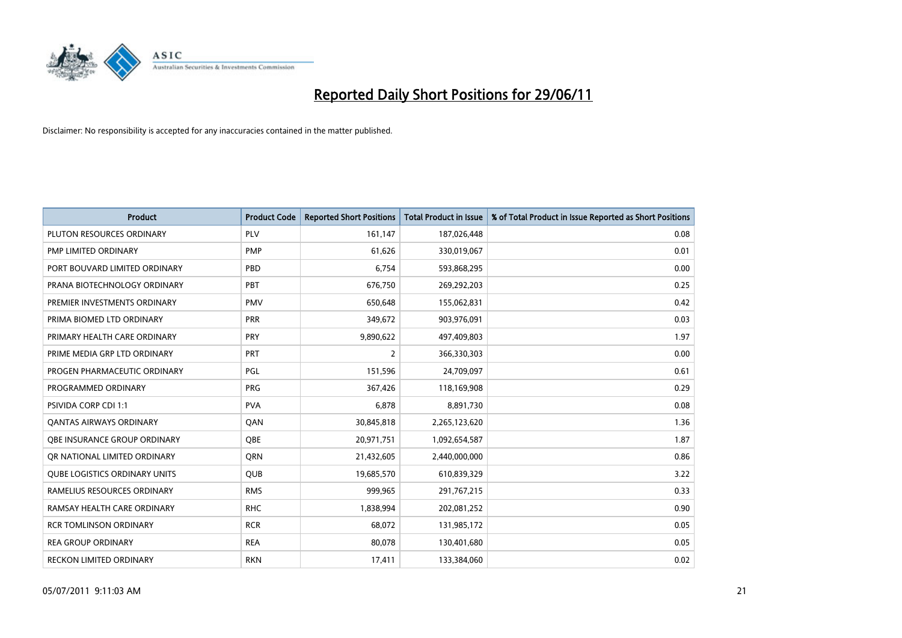# Reported Daily Short Positions for 29/06/11

Disclaimer: No responsibility is accepted for any inaccuracies contained in the matter published.

| Product | Product Code | Reported Short Positions | Total Product in Issue | % of Total Product in Issue Reported as Short Positions |
|---|---|---|---|---|
| PLUTON RESOURCES ORDINARY | PLV | 161,147 | 187,026,448 | 0.08 |
| PMP LIMITED ORDINARY | PMP | 61,626 | 330,019,067 | 0.01 |
| PORT BOUVARD LIMITED ORDINARY | PBD | 6,754 | 593,868,295 | 0.00 |
| PRANA BIOTECHNOLOGY ORDINARY | PBT | 676,750 | 269,292,203 | 0.25 |
| PREMIER INVESTMENTS ORDINARY | PMV | 650,648 | 155,062,831 | 0.42 |
| PRIMA BIOMED LTD ORDINARY | PRR | 349,672 | 903,976,091 | 0.03 |
| PRIMARY HEALTH CARE ORDINARY | PRY | 9,890,622 | 497,409,803 | 1.97 |
| PRIME MEDIA GRP LTD ORDINARY | PRT | 2 | 366,330,303 | 0.00 |
| PROGEN PHARMACEUTIC ORDINARY | PGL | 151,596 | 24,709,097 | 0.61 |
| PROGRAMMED ORDINARY | PRG | 367,426 | 118,169,908 | 0.29 |
| PSIVIDA CORP CDI 1:1 | PVA | 6,878 | 8,891,730 | 0.08 |
| QANTAS AIRWAYS ORDINARY | QAN | 30,845,818 | 2,265,123,620 | 1.36 |
| QBE INSURANCE GROUP ORDINARY | QBE | 20,971,751 | 1,092,654,587 | 1.87 |
| QR NATIONAL LIMITED ORDINARY | QRN | 21,432,605 | 2,440,000,000 | 0.86 |
| QUBE LOGISTICS ORDINARY UNITS | QUB | 19,685,570 | 610,839,329 | 3.22 |
| RAMELIUS RESOURCES ORDINARY | RMS | 999,965 | 291,767,215 | 0.33 |
| RAMSAY HEALTH CARE ORDINARY | RHC | 1,838,994 | 202,081,252 | 0.90 |
| RCR TOMLINSON ORDINARY | RCR | 68,072 | 131,985,172 | 0.05 |
| REA GROUP ORDINARY | REA | 80,078 | 130,401,680 | 0.05 |
| RECKON LIMITED ORDINARY | RKN | 17,411 | 133,384,060 | 0.02 |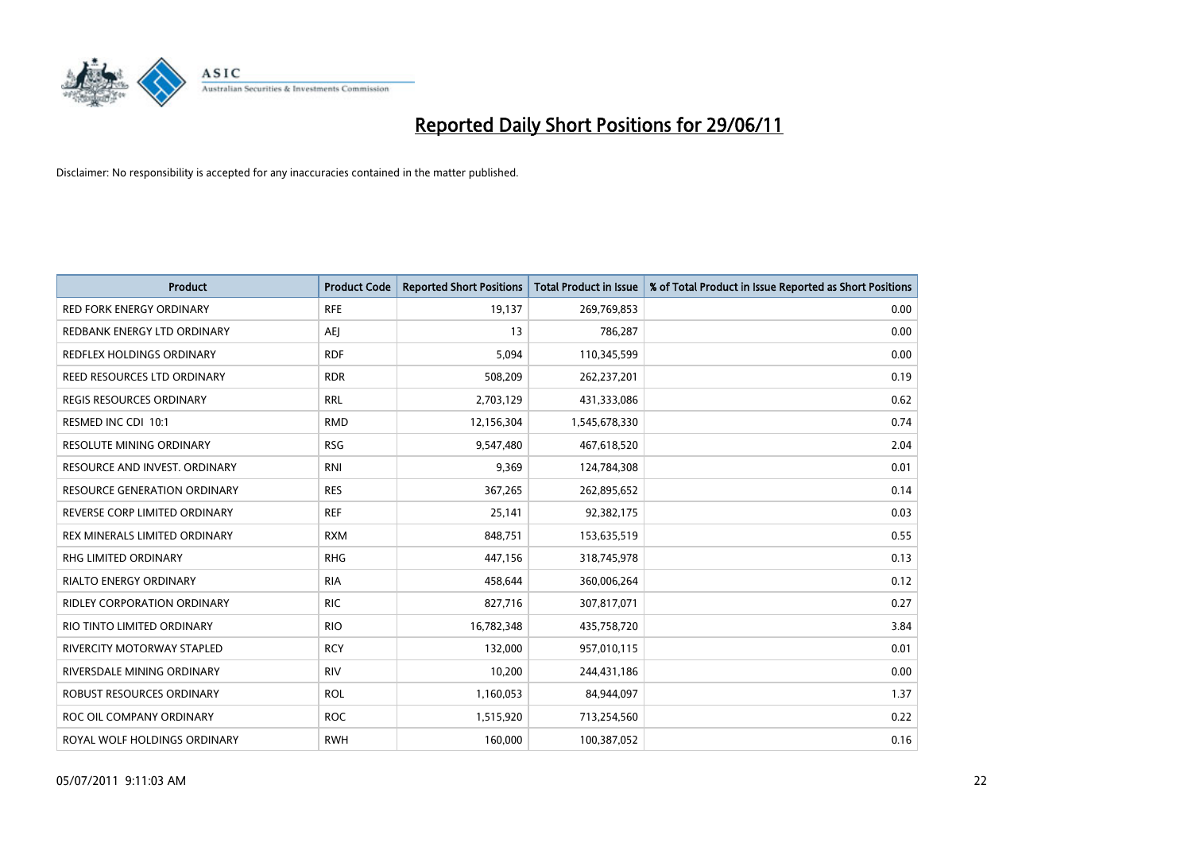# Reported Daily Short Positions for 29/06/11

Disclaimer: No responsibility is accepted for any inaccuracies contained in the matter published.

| Product | Product Code | Reported Short Positions | Total Product in Issue | % of Total Product in Issue Reported as Short Positions |
|---|---|---|---|---|
| RED FORK ENERGY ORDINARY | RFE | 19,137 | 269,769,853 | 0.00 |
| REDBANK ENERGY LTD ORDINARY | AEJ | 13 | 786,287 | 0.00 |
| REDFLEX HOLDINGS ORDINARY | RDF | 5,094 | 110,345,599 | 0.00 |
| REED RESOURCES LTD ORDINARY | RDR | 508,209 | 262,237,201 | 0.19 |
| REGIS RESOURCES ORDINARY | RRL | 2,703,129 | 431,333,086 | 0.62 |
| RESMED INC CDI 10:1 | RMD | 12,156,304 | 1,545,678,330 | 0.74 |
| RESOLUTE MINING ORDINARY | RSG | 9,547,480 | 467,618,520 | 2.04 |
| RESOURCE AND INVEST. ORDINARY | RNI | 9,369 | 124,784,308 | 0.01 |
| RESOURCE GENERATION ORDINARY | RES | 367,265 | 262,895,652 | 0.14 |
| REVERSE CORP LIMITED ORDINARY | REF | 25,141 | 92,382,175 | 0.03 |
| REX MINERALS LIMITED ORDINARY | RXM | 848,751 | 153,635,519 | 0.55 |
| RHG LIMITED ORDINARY | RHG | 447,156 | 318,745,978 | 0.13 |
| RIALTO ENERGY ORDINARY | RIA | 458,644 | 360,006,264 | 0.12 |
| RIDLEY CORPORATION ORDINARY | RIC | 827,716 | 307,817,071 | 0.27 |
| RIO TINTO LIMITED ORDINARY | RIO | 16,782,348 | 435,758,720 | 3.84 |
| RIVERCITY MOTORWAY STAPLED | RCY | 132,000 | 957,010,115 | 0.01 |
| RIVERSDALE MINING ORDINARY | RIV | 10,200 | 244,431,186 | 0.00 |
| ROBUST RESOURCES ORDINARY | ROL | 1,160,053 | 84,944,097 | 1.37 |
| ROC OIL COMPANY ORDINARY | ROC | 1,515,920 | 713,254,560 | 0.22 |
| ROYAL WOLF HOLDINGS ORDINARY | RWH | 160,000 | 100,387,052 | 0.16 |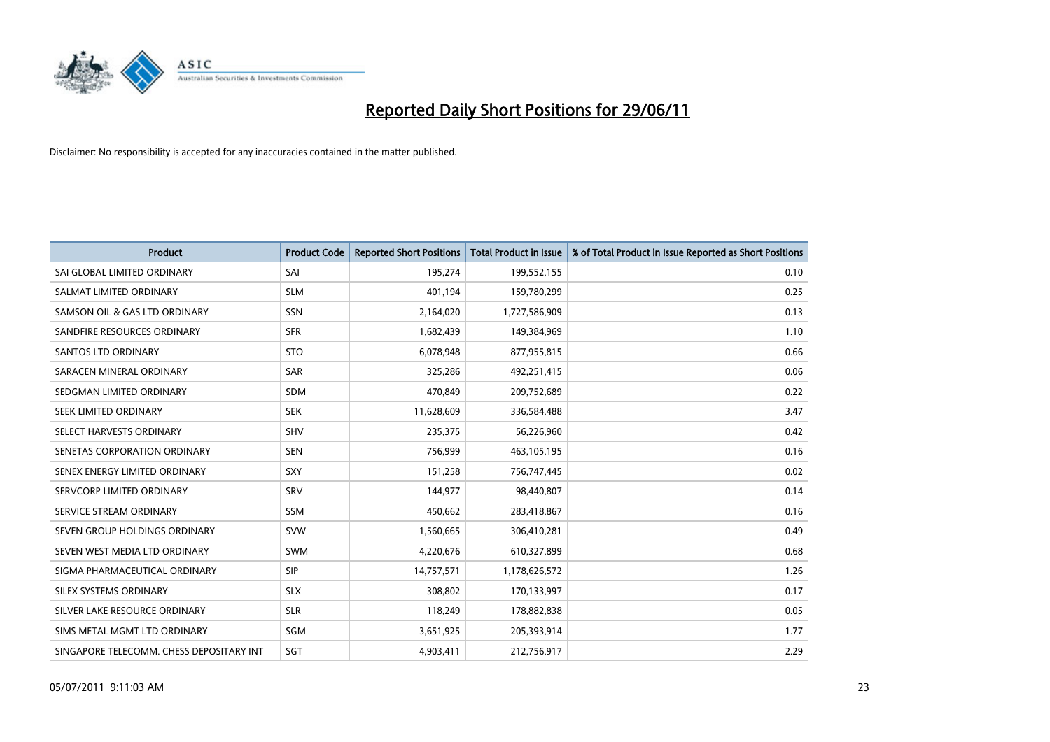# Reported Daily Short Positions for 29/06/11

Disclaimer: No responsibility is accepted for any inaccuracies contained in the matter published.

| Product | Product Code | Reported Short Positions | Total Product in Issue | % of Total Product in Issue Reported as Short Positions |
|---|---|---|---|---|
| SAI GLOBAL LIMITED ORDINARY | SAI | 195,274 | 199,552,155 | 0.10 |
| SALMAT LIMITED ORDINARY | SLM | 401,194 | 159,780,299 | 0.25 |
| SAMSON OIL & GAS LTD ORDINARY | SSN | 2,164,020 | 1,727,586,909 | 0.13 |
| SANDFIRE RESOURCES ORDINARY | SFR | 1,682,439 | 149,384,969 | 1.10 |
| SANTOS LTD ORDINARY | STO | 6,078,948 | 877,955,815 | 0.66 |
| SARACEN MINERAL ORDINARY | SAR | 325,286 | 492,251,415 | 0.06 |
| SEDGMAN LIMITED ORDINARY | SDM | 470,849 | 209,752,689 | 0.22 |
| SEEK LIMITED ORDINARY | SEK | 11,628,609 | 336,584,488 | 3.47 |
| SELECT HARVESTS ORDINARY | SHV | 235,375 | 56,226,960 | 0.42 |
| SENETAS CORPORATION ORDINARY | SEN | 756,999 | 463,105,195 | 0.16 |
| SENEX ENERGY LIMITED ORDINARY | SXY | 151,258 | 756,747,445 | 0.02 |
| SERVCORP LIMITED ORDINARY | SRV | 144,977 | 98,440,807 | 0.14 |
| SERVICE STREAM ORDINARY | SSM | 450,662 | 283,418,867 | 0.16 |
| SEVEN GROUP HOLDINGS ORDINARY | SVW | 1,560,665 | 306,410,281 | 0.49 |
| SEVEN WEST MEDIA LTD ORDINARY | SWM | 4,220,676 | 610,327,899 | 0.68 |
| SIGMA PHARMACEUTICAL ORDINARY | SIP | 14,757,571 | 1,178,626,572 | 1.26 |
| SILEX SYSTEMS ORDINARY | SLX | 308,802 | 170,133,997 | 0.17 |
| SILVER LAKE RESOURCE ORDINARY | SLR | 118,249 | 178,882,838 | 0.05 |
| SIMS METAL MGMT LTD ORDINARY | SGM | 3,651,925 | 205,393,914 | 1.77 |
| SINGAPORE TELECOMM. CHESS DEPOSITARY INT | SGT | 4,903,411 | 212,756,917 | 2.29 |

05/07/2011 9:11:03 AM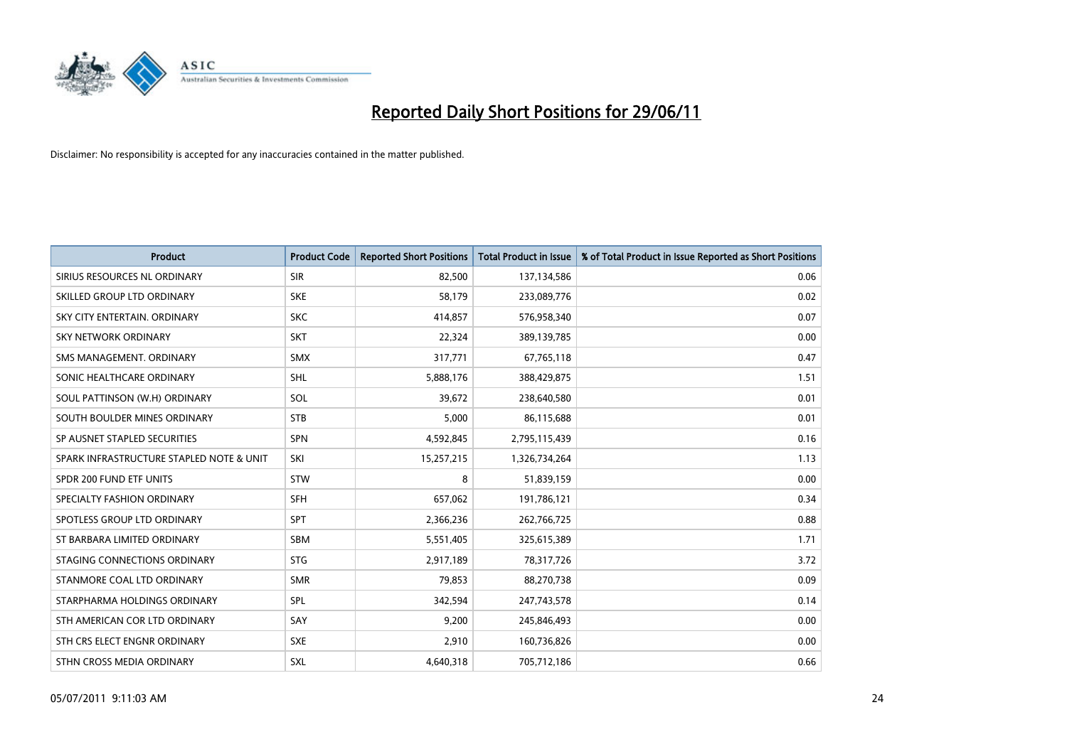# Reported Daily Short Positions for 29/06/11

Disclaimer: No responsibility is accepted for any inaccuracies contained in the matter published.

| Product | Product Code | Reported Short Positions | Total Product in Issue | % of Total Product in Issue Reported as Short Positions |
|---|---|---|---|---|
| SIRIUS RESOURCES NL ORDINARY | SIR | 82,500 | 137,134,586 | 0.06 |
| SKILLED GROUP LTD ORDINARY | SKE | 58,179 | 233,089,776 | 0.02 |
| SKY CITY ENTERTAIN. ORDINARY | SKC | 414,857 | 576,958,340 | 0.07 |
| SKY NETWORK ORDINARY | SKT | 22,324 | 389,139,785 | 0.00 |
| SMS MANAGEMENT. ORDINARY | SMX | 317,771 | 67,765,118 | 0.47 |
| SONIC HEALTHCARE ORDINARY | SHL | 5,888,176 | 388,429,875 | 1.51 |
| SOUL PATTINSON (W.H) ORDINARY | SOL | 39,672 | 238,640,580 | 0.01 |
| SOUTH BOULDER MINES ORDINARY | STB | 5,000 | 86,115,688 | 0.01 |
| SP AUSNET STAPLED SECURITIES | SPN | 4,592,845 | 2,795,115,439 | 0.16 |
| SPARK INFRASTRUCTURE STAPLED NOTE & UNIT | SKI | 15,257,215 | 1,326,734,264 | 1.13 |
| SPDR 200 FUND ETF UNITS | STW | 8 | 51,839,159 | 0.00 |
| SPECIALTY FASHION ORDINARY | SFH | 657,062 | 191,786,121 | 0.34 |
| SPOTLESS GROUP LTD ORDINARY | SPT | 2,366,236 | 262,766,725 | 0.88 |
| ST BARBARA LIMITED ORDINARY | SBM | 5,551,405 | 325,615,389 | 1.71 |
| STAGING CONNECTIONS ORDINARY | STG | 2,917,189 | 78,317,726 | 3.72 |
| STANMORE COAL LTD ORDINARY | SMR | 79,853 | 88,270,738 | 0.09 |
| STARPHARMA HOLDINGS ORDINARY | SPL | 342,594 | 247,743,578 | 0.14 |
| STH AMERICAN COR LTD ORDINARY | SAY | 9,200 | 245,846,493 | 0.00 |
| STH CRS ELECT ENGNR ORDINARY | SXE | 2,910 | 160,736,826 | 0.00 |
| STHN CROSS MEDIA ORDINARY | SXL | 4,640,318 | 705,712,186 | 0.66 |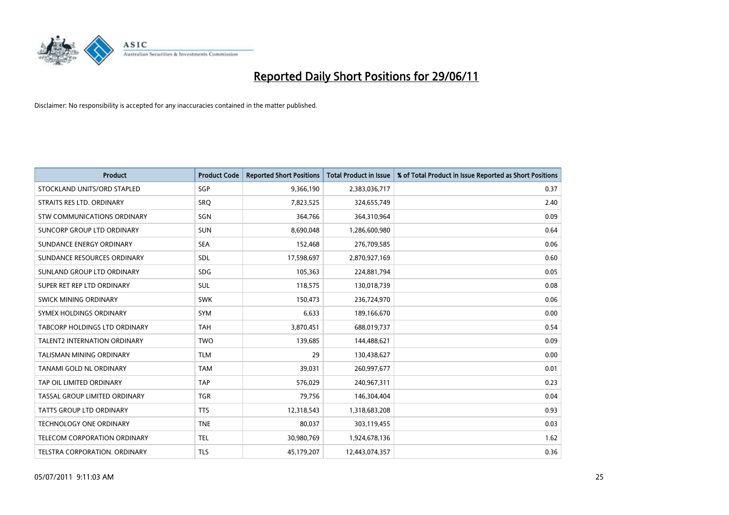# Reported Daily Short Positions for 29/06/11

Disclaimer: No responsibility is accepted for any inaccuracies contained in the matter published.

| Product | Product Code | Reported Short Positions | Total Product in Issue | % of Total Product in Issue Reported as Short Positions |
| --- | --- | --- | --- | --- |
| STOCKLAND UNITS/ORD STAPLED | SGP | 9,366,190 | 2,383,036,717 | 0.37 |
| STRAITS RES LTD. ORDINARY | SRQ | 7,823,525 | 324,655,749 | 2.40 |
| STW COMMUNICATIONS ORDINARY | SGN | 364,766 | 364,310,964 | 0.09 |
| SUNCORP GROUP LTD ORDINARY | SUN | 8,690,048 | 1,286,600,980 | 0.64 |
| SUNDANCE ENERGY ORDINARY | SEA | 152,468 | 276,709,585 | 0.06 |
| SUNDANCE RESOURCES ORDINARY | SDL | 17,598,697 | 2,870,927,169 | 0.60 |
| SUNLAND GROUP LTD ORDINARY | SDG | 105,363 | 224,881,794 | 0.05 |
| SUPER RET REP LTD ORDINARY | SUL | 118,575 | 130,018,739 | 0.08 |
| SWICK MINING ORDINARY | SWK | 150,473 | 236,724,970 | 0.06 |
| SYMEX HOLDINGS ORDINARY | SYM | 6,633 | 189,166,670 | 0.00 |
| TABCORP HOLDINGS LTD ORDINARY | TAH | 3,870,451 | 688,019,737 | 0.54 |
| TALENT2 INTERNATION ORDINARY | TWO | 139,685 | 144,488,621 | 0.09 |
| TALISMAN MINING ORDINARY | TLM | 29 | 130,438,627 | 0.00 |
| TANAMI GOLD NL ORDINARY | TAM | 39,031 | 260,997,677 | 0.01 |
| TAP OIL LIMITED ORDINARY | TAP | 576,029 | 240,967,311 | 0.23 |
| TASSAL GROUP LIMITED ORDINARY | TGR | 79,756 | 146,304,404 | 0.04 |
| TATTS GROUP LTD ORDINARY | TTS | 12,318,543 | 1,318,683,208 | 0.93 |
| TECHNOLOGY ONE ORDINARY | TNE | 80,037 | 303,119,455 | 0.03 |
| TELECOM CORPORATION ORDINARY | TEL | 30,980,769 | 1,924,678,136 | 1.62 |
| TELSTRA CORPORATION. ORDINARY | TLS | 45,179,207 | 12,443,074,357 | 0.36 |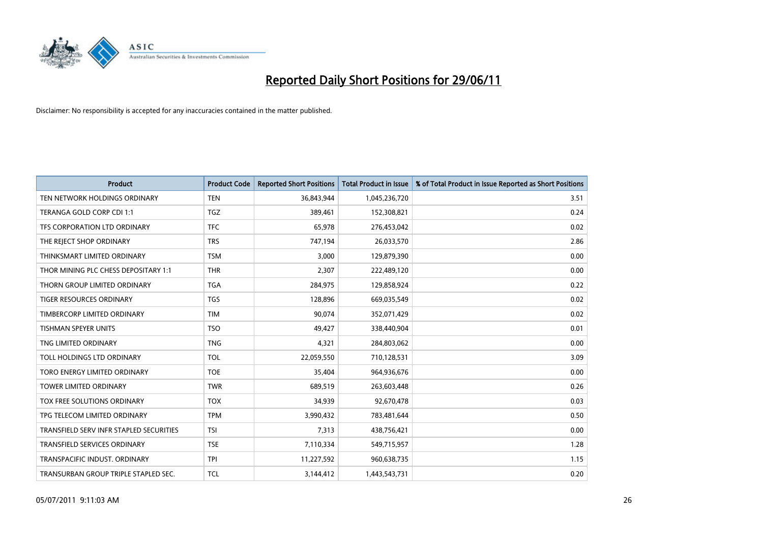# Reported Daily Short Positions for 29/06/11

Disclaimer: No responsibility is accepted for any inaccuracies contained in the matter published.

| Product | Product Code | Reported Short Positions | Total Product in Issue | % of Total Product in Issue Reported as Short Positions |
|---|---|---|---|---|
| TEN NETWORK HOLDINGS ORDINARY | TEN | 36,843,944 | 1,045,236,720 | 3.51 |
| TERANGA GOLD CORP CDI 1:1 | TGZ | 389,461 | 152,308,821 | 0.24 |
| TFS CORPORATION LTD ORDINARY | TFC | 65,978 | 276,453,042 | 0.02 |
| THE REJECT SHOP ORDINARY | TRS | 747,194 | 26,033,570 | 2.86 |
| THINKSMART LIMITED ORDINARY | TSM | 3,000 | 129,879,390 | 0.00 |
| THOR MINING PLC CHESS DEPOSITARY 1:1 | THR | 2,307 | 222,489,120 | 0.00 |
| THORN GROUP LIMITED ORDINARY | TGA | 284,975 | 129,858,924 | 0.22 |
| TIGER RESOURCES ORDINARY | TGS | 128,896 | 669,035,549 | 0.02 |
| TIMBERCORP LIMITED ORDINARY | TIM | 90,074 | 352,071,429 | 0.02 |
| TISHMAN SPEYER UNITS | TSO | 49,427 | 338,440,904 | 0.01 |
| TNG LIMITED ORDINARY | TNG | 4,321 | 284,803,062 | 0.00 |
| TOLL HOLDINGS LTD ORDINARY | TOL | 22,059,550 | 710,128,531 | 3.09 |
| TORO ENERGY LIMITED ORDINARY | TOE | 35,404 | 964,936,676 | 0.00 |
| TOWER LIMITED ORDINARY | TWR | 689,519 | 263,603,448 | 0.26 |
| TOX FREE SOLUTIONS ORDINARY | TOX | 34,939 | 92,670,478 | 0.03 |
| TPG TELECOM LIMITED ORDINARY | TPM | 3,990,432 | 783,481,644 | 0.50 |
| TRANSFIELD SERV INFR STAPLED SECURITIES | TSI | 7,313 | 438,756,421 | 0.00 |
| TRANSFIELD SERVICES ORDINARY | TSE | 7,110,334 | 549,715,957 | 1.28 |
| TRANSPACIFIC INDUST. ORDINARY | TPI | 11,227,592 | 960,638,735 | 1.15 |
| TRANSURBAN GROUP TRIPLE STAPLED SEC. | TCL | 3,144,412 | 1,443,543,731 | 0.20 |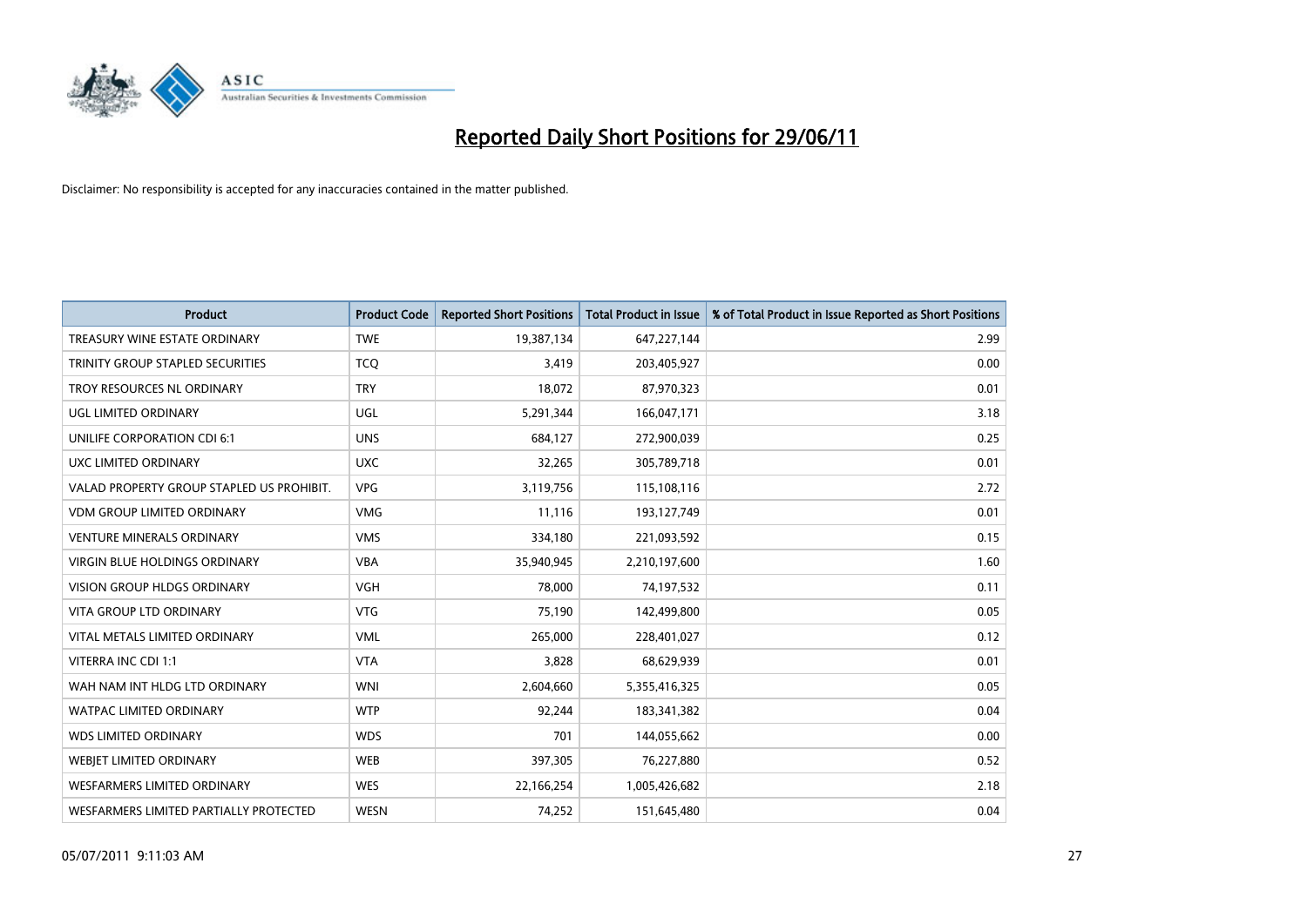# Reported Daily Short Positions for 29/06/11

Disclaimer: No responsibility is accepted for any inaccuracies contained in the matter published.

| Product | Product Code | Reported Short Positions | Total Product in Issue | % of Total Product in Issue Reported as Short Positions |
|---|---|---|---|---|
| TREASURY WINE ESTATE ORDINARY | TWE | 19,387,134 | 647,227,144 | 2.99 |
| TRINITY GROUP STAPLED SECURITIES | TCQ | 3,419 | 203,405,927 | 0.00 |
| TROY RESOURCES NL ORDINARY | TRY | 18,072 | 87,970,323 | 0.01 |
| UGL LIMITED ORDINARY | UGL | 5,291,344 | 166,047,171 | 3.18 |
| UNILIFE CORPORATION CDI 6:1 | UNS | 684,127 | 272,900,039 | 0.25 |
| UXC LIMITED ORDINARY | UXC | 32,265 | 305,789,718 | 0.01 |
| VALAD PROPERTY GROUP STAPLED US PROHIBIT. | VPG | 3,119,756 | 115,108,116 | 2.72 |
| VDM GROUP LIMITED ORDINARY | VMG | 11,116 | 193,127,749 | 0.01 |
| VENTURE MINERALS ORDINARY | VMS | 334,180 | 221,093,592 | 0.15 |
| VIRGIN BLUE HOLDINGS ORDINARY | VBA | 35,940,945 | 2,210,197,600 | 1.60 |
| VISION GROUP HLDGS ORDINARY | VGH | 78,000 | 74,197,532 | 0.11 |
| VITA GROUP LTD ORDINARY | VTG | 75,190 | 142,499,800 | 0.05 |
| VITAL METALS LIMITED ORDINARY | VML | 265,000 | 228,401,027 | 0.12 |
| VITERRA INC CDI 1:1 | VTA | 3,828 | 68,629,939 | 0.01 |
| WAH NAM INT HLDG LTD ORDINARY | WNI | 2,604,660 | 5,355,416,325 | 0.05 |
| WATPAC LIMITED ORDINARY | WTP | 92,244 | 183,341,382 | 0.04 |
| WDS LIMITED ORDINARY | WDS | 701 | 144,055,662 | 0.00 |
| WEBJET LIMITED ORDINARY | WEB | 397,305 | 76,227,880 | 0.52 |
| WESFARMERS LIMITED ORDINARY | WES | 22,166,254 | 1,005,426,682 | 2.18 |
| WESFARMERS LIMITED PARTIALLY PROTECTED | WESN | 74,252 | 151,645,480 | 0.04 |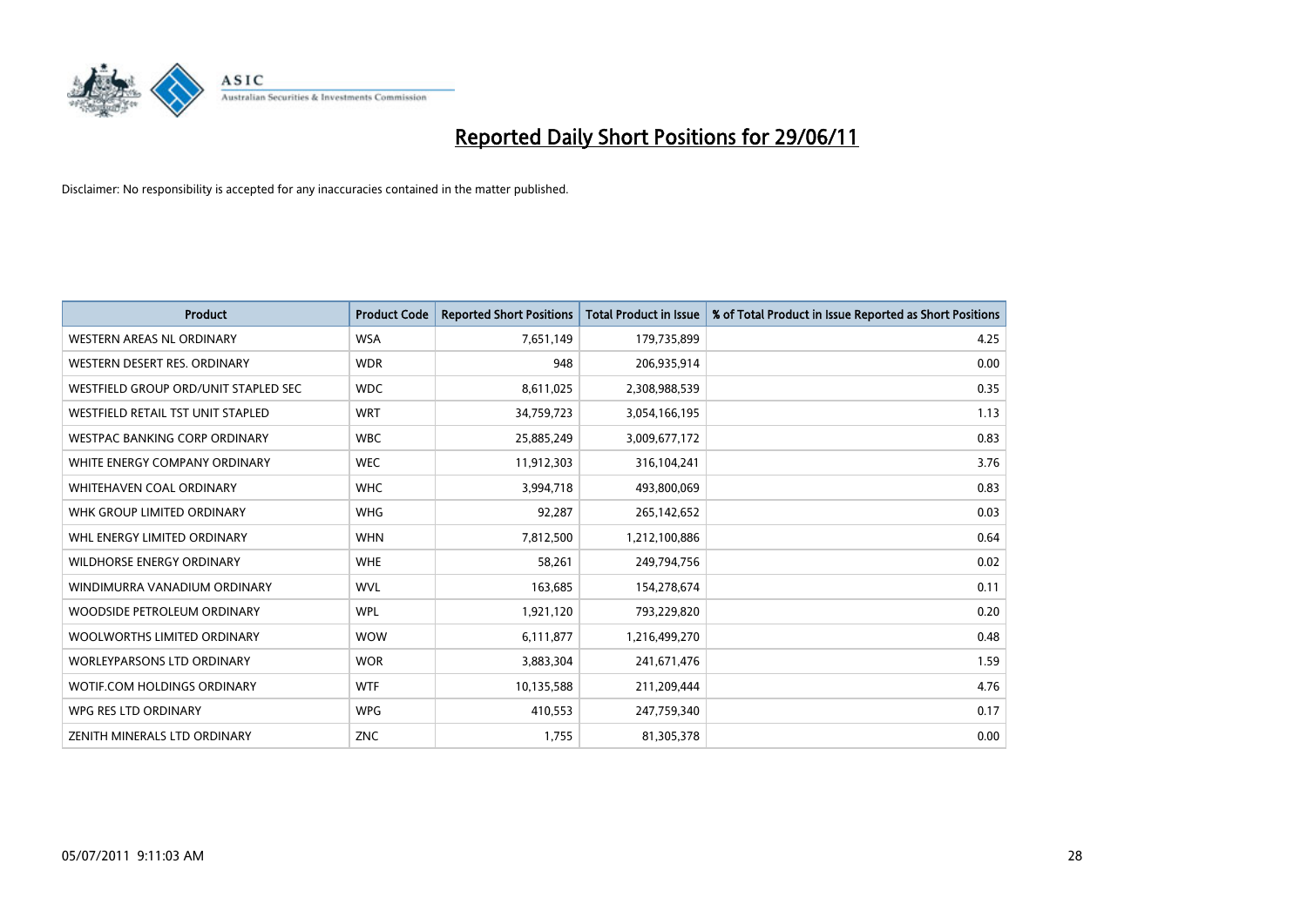# Reported Daily Short Positions for 29/06/11

Disclaimer: No responsibility is accepted for any inaccuracies contained in the matter published.

| Product | Product Code | Reported Short Positions | Total Product in Issue | % of Total Product in Issue Reported as Short Positions |
|---|---|---|---|---|
| WESTERN AREAS NL ORDINARY | WSA | 7,651,149 | 179,735,899 | 4.25 |
| WESTERN DESERT RES. ORDINARY | WDR | 948 | 206,935,914 | 0.00 |
| WESTFIELD GROUP ORD/UNIT STAPLED SEC | WDC | 8,611,025 | 2,308,988,539 | 0.35 |
| WESTFIELD RETAIL TST UNIT STAPLED | WRT | 34,759,723 | 3,054,166,195 | 1.13 |
| WESTPAC BANKING CORP ORDINARY | WBC | 25,885,249 | 3,009,677,172 | 0.83 |
| WHITE ENERGY COMPANY ORDINARY | WEC | 11,912,303 | 316,104,241 | 3.76 |
| WHITEHAVEN COAL ORDINARY | WHC | 3,994,718 | 493,800,069 | 0.83 |
| WHK GROUP LIMITED ORDINARY | WHG | 92,287 | 265,142,652 | 0.03 |
| WHL ENERGY LIMITED ORDINARY | WHN | 7,812,500 | 1,212,100,886 | 0.64 |
| WILDHORSE ENERGY ORDINARY | WHE | 58,261 | 249,794,756 | 0.02 |
| WINDIMURRA VANADIUM ORDINARY | WVL | 163,685 | 154,278,674 | 0.11 |
| WOODSIDE PETROLEUM ORDINARY | WPL | 1,921,120 | 793,229,820 | 0.20 |
| WOOLWORTHS LIMITED ORDINARY | WOW | 6,111,877 | 1,216,499,270 | 0.48 |
| WORLEYPARSONS LTD ORDINARY | WOR | 3,883,304 | 241,671,476 | 1.59 |
| WOTIF.COM HOLDINGS ORDINARY | WTF | 10,135,588 | 211,209,444 | 4.76 |
| WPG RES LTD ORDINARY | WPG | 410,553 | 247,759,340 | 0.17 |
| ZENITH MINERALS LTD ORDINARY | ZNC | 1,755 | 81,305,378 | 0.00 |